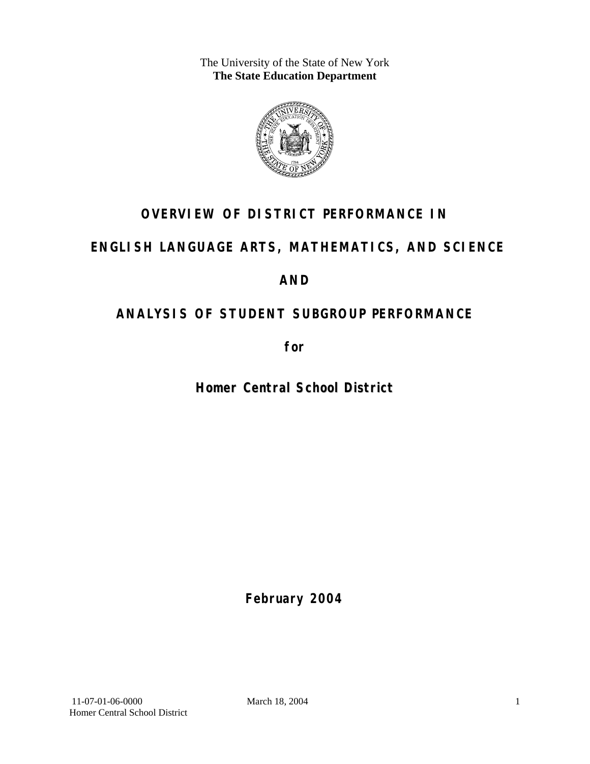The University of the State of New York
**The State Education Department**

# OVERVIEW OF DISTRICT PERFORMANCE IN

# ENGLISH LANGUAGE ARTS, MATHEMATICS, AND SCIENCE

# AND

# ANALYSIS OF STUDENT SUBGROUP PERFORMANCE

**for**

## Homer Central School District

**February 2004**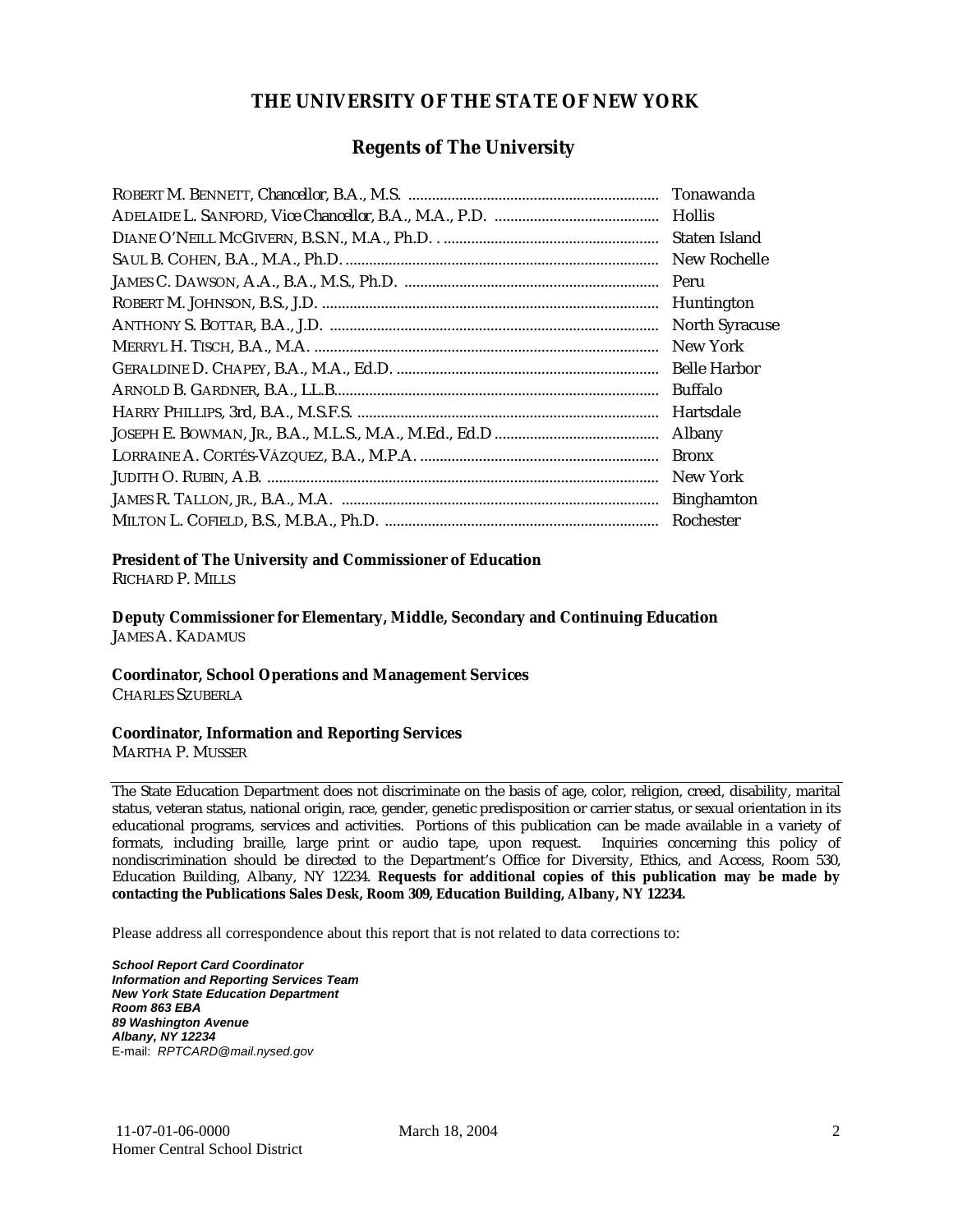# THE UNIVERSITY OF THE STATE OF NEW YORK

## Regents of The University

| | |
|---|---|
| ROBERT M. BENNETT, *Chancellor*, B.A., M.S. | Tonawanda |
| ADELAIDE L. SANFORD, *Vice Chancellor*, B.A., M.A., P.D. | Hollis |
| DIANE O'NEILL MCGIVERN, B.S.N., M.A., Ph.D. | Staten Island |
| SAUL B. COHEN, B.A., M.A., Ph.D. | New Rochelle |
| JAMES C. DAWSON, A.A., B.A., M.S., Ph.D. | Peru |
| ROBERT M. JOHNSON, B.S., J.D. | Huntington |
| ANTHONY S. BOTTAR, B.A., J.D. | North Syracuse |
| MERRYL H. TISCH, B.A., M.A. | New York |
| GERALDINE D. CHAPEY, B.A., M.A., Ed.D. | Belle Harbor |
| ARNOLD B. GARDNER, B.A., LL.B. | Buffalo |
| HARRY PHILLIPS, 3rd, B.A., M.S.F.S. | Hartsdale |
| JOSEPH E. BOWMAN, JR., B.A., M.L.S., M.A., M.Ed., Ed.D | Albany |
| LORRAINE A. CORTÉS-VÁZQUEZ, B.A., M.P.A. | Bronx |
| JUDITH O. RUBIN, A.B. | New York |
| JAMES R. TALLON, JR., B.A., M.A. | Binghamton |
| MILTON L. COFIELD, B.S., M.B.A., Ph.D. | Rochester |

**President of The University and Commissioner of Education**
RICHARD P. MILLS

**Deputy Commissioner for Elementary, Middle, Secondary and Continuing Education**
JAMES A. KADAMUS

**Coordinator, School Operations and Management Services**
CHARLES SZUBERLA

**Coordinator, Information and Reporting Services**
MARTHA P. MUSSER

---

The State Education Department does not discriminate on the basis of age, color, religion, creed, disability, marital status, veteran status, national origin, race, gender, genetic predisposition or carrier status, or sexual orientation in its educational programs, services and activities. Portions of this publication can be made available in a variety of formats, including braille, large print or audio tape, upon request. Inquiries concerning this policy of nondiscrimination should be directed to the Department's Office for Diversity, Ethics, and Access, Room 530, Education Building, Albany, NY 12234. **Requests for additional copies of this publication may be made by contacting the Publications Sales Desk, Room 309, Education Building, Albany, NY 12234.**

Please address all correspondence about this report that is not related to data corrections to:

***School Report Card Coordinator***
***Information and Reporting Services Team***
***New York State Education Department***
***Room 863 EBA***
***89 Washington Avenue***
***Albany, NY 12234***
E-mail: *RPTCARD@mail.nysed.gov*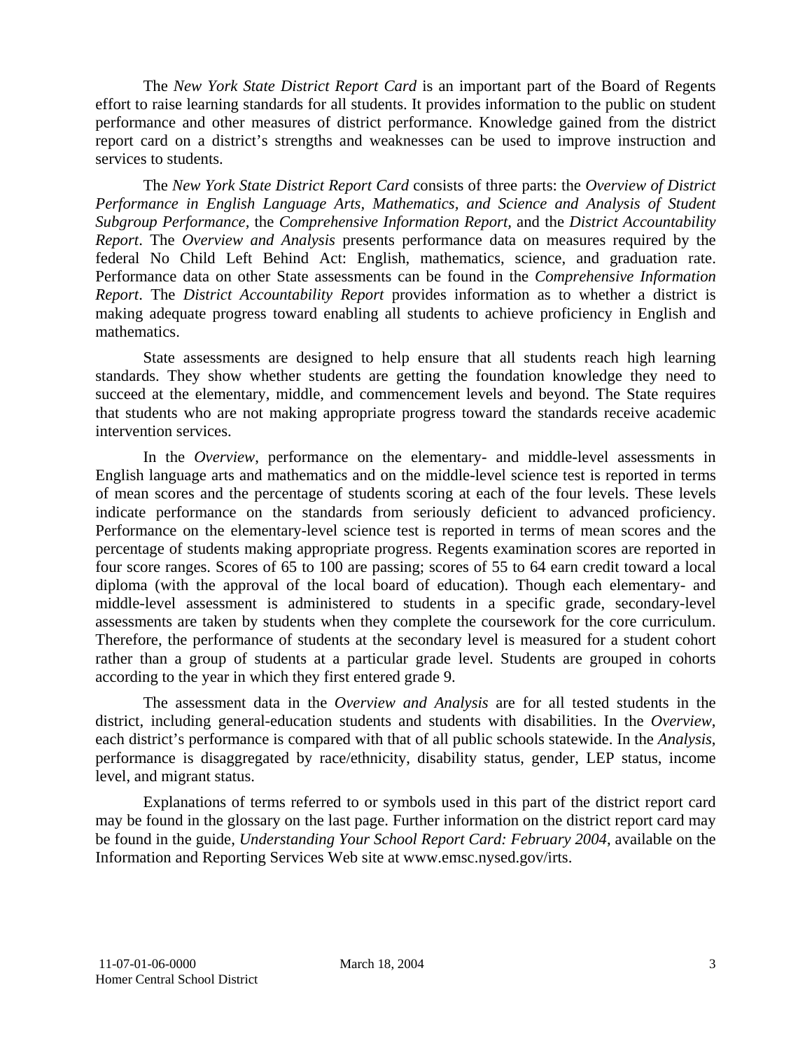The *New York State District Report Card* is an important part of the Board of Regents effort to raise learning standards for all students. It provides information to the public on student performance and other measures of district performance. Knowledge gained from the district report card on a district's strengths and weaknesses can be used to improve instruction and services to students.

The *New York State District Report Card* consists of three parts: the *Overview of District Performance in English Language Arts, Mathematics, and Science and Analysis of Student Subgroup Performance,* the *Comprehensive Information Report,* and the *District Accountability Report*. The *Overview and Analysis* presents performance data on measures required by the federal No Child Left Behind Act: English, mathematics, science, and graduation rate. Performance data on other State assessments can be found in the *Comprehensive Information Report*. The *District Accountability Report* provides information as to whether a district is making adequate progress toward enabling all students to achieve proficiency in English and mathematics.

State assessments are designed to help ensure that all students reach high learning standards. They show whether students are getting the foundation knowledge they need to succeed at the elementary, middle, and commencement levels and beyond. The State requires that students who are not making appropriate progress toward the standards receive academic intervention services.

In the *Overview*, performance on the elementary- and middle-level assessments in English language arts and mathematics and on the middle-level science test is reported in terms of mean scores and the percentage of students scoring at each of the four levels. These levels indicate performance on the standards from seriously deficient to advanced proficiency. Performance on the elementary-level science test is reported in terms of mean scores and the percentage of students making appropriate progress. Regents examination scores are reported in four score ranges. Scores of 65 to 100 are passing; scores of 55 to 64 earn credit toward a local diploma (with the approval of the local board of education). Though each elementary- and middle-level assessment is administered to students in a specific grade, secondary-level assessments are taken by students when they complete the coursework for the core curriculum. Therefore, the performance of students at the secondary level is measured for a student cohort rather than a group of students at a particular grade level. Students are grouped in cohorts according to the year in which they first entered grade 9.

The assessment data in the *Overview and Analysis* are for all tested students in the district, including general-education students and students with disabilities. In the *Overview*, each district's performance is compared with that of all public schools statewide. In the *Analysis*, performance is disaggregated by race/ethnicity, disability status, gender, LEP status, income level, and migrant status.

Explanations of terms referred to or symbols used in this part of the district report card may be found in the glossary on the last page. Further information on the district report card may be found in the guide, *Understanding Your School Report Card: February 2004*, available on the Information and Reporting Services Web site at www.emsc.nysed.gov/irts.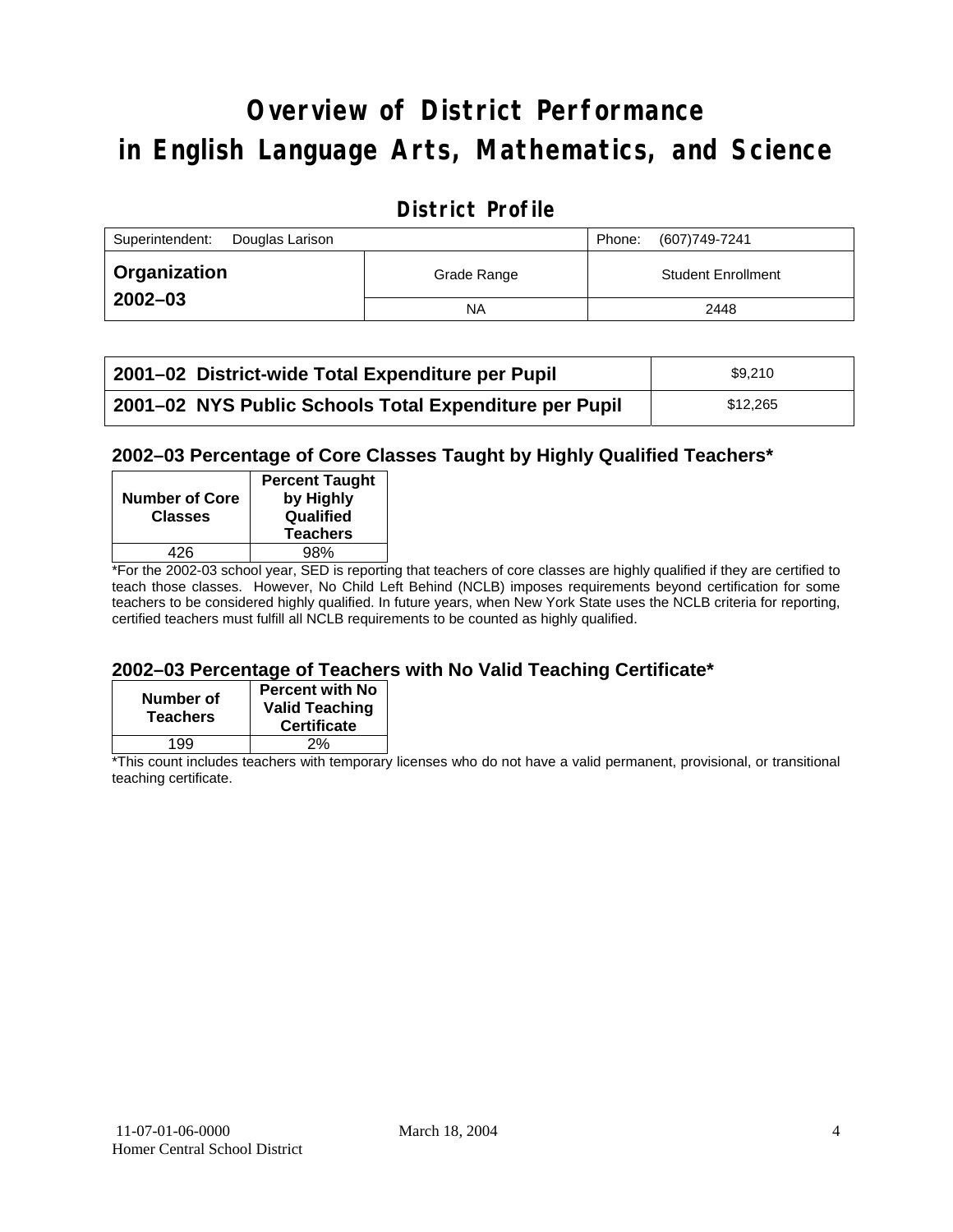# Overview of District Performance in English Language Arts, Mathematics, and Science

## District Profile

| Superintendent: Douglas Larison | | Phone: (607)749-7241 |
|---|---|---|
| **Organization 2002–03** | Grade Range | Student Enrollment |
| | NA | 2448 |

| | |
|---|---|
| **2001–02 District-wide Total Expenditure per Pupil** | $9,210 |
| **2001–02 NYS Public Schools Total Expenditure per Pupil** | $12,265 |

### 2002–03 Percentage of Core Classes Taught by Highly Qualified Teachers*

| Number of Core Classes | Percent Taught by Highly Qualified Teachers |
|---|---|
| 426 | 98% |

*For the 2002-03 school year, SED is reporting that teachers of core classes are highly qualified if they are certified to teach those classes. However, No Child Left Behind (NCLB) imposes requirements beyond certification for some teachers to be considered highly qualified. In future years, when New York State uses the NCLB criteria for reporting, certified teachers must fulfill all NCLB requirements to be counted as highly qualified.

### 2002–03 Percentage of Teachers with No Valid Teaching Certificate*

| Number of Teachers | Percent with No Valid Teaching Certificate |
|---|---|
| 199 | 2% |

*This count includes teachers with temporary licenses who do not have a valid permanent, provisional, or transitional teaching certificate.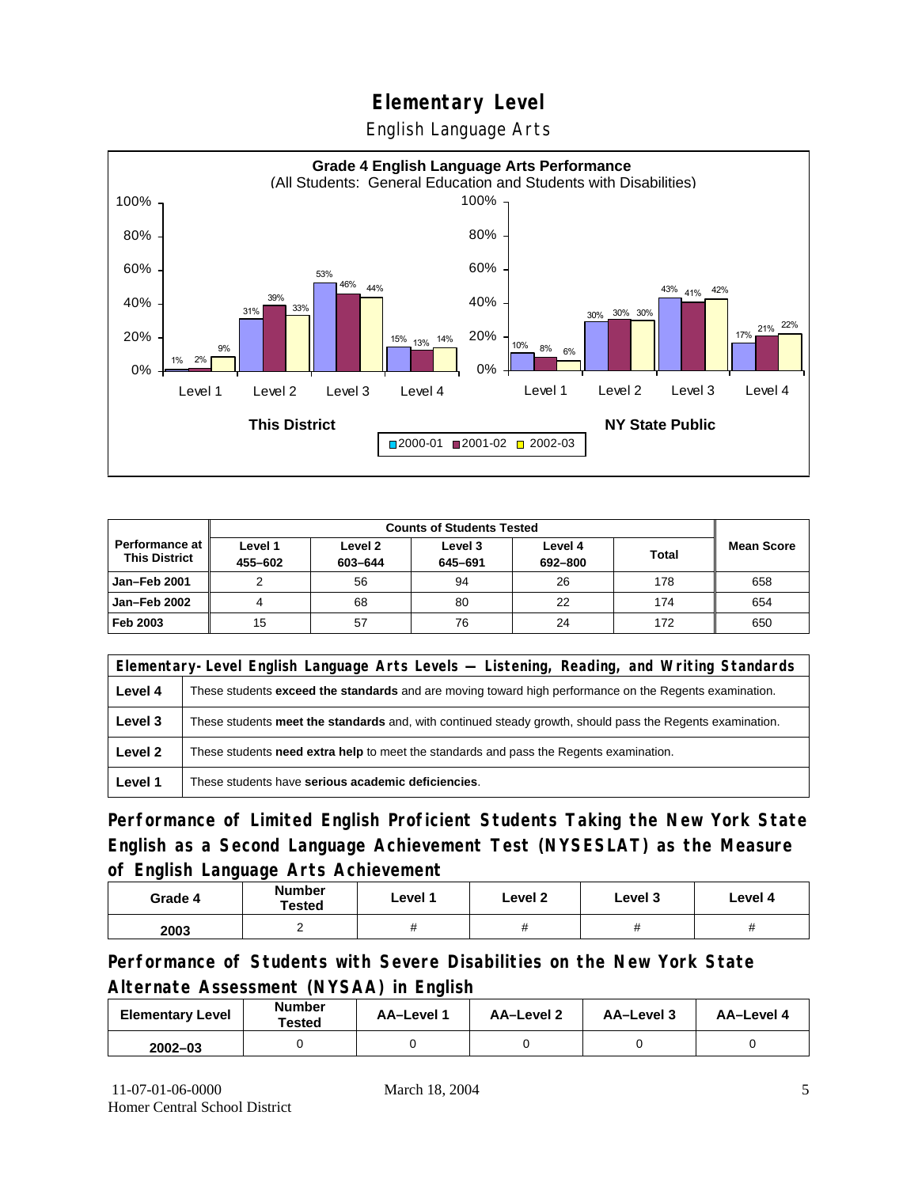# Elementary Level

## English Language Arts

**Grade 4 English Language Arts Performance**
(All Students: General Education and Students with Disabilities)

| | Level 1 | Level 2 | Level 3 | Level 4 |
|---|---|---|---|---|
| **This District** 2000-01 | 1% | 31% | 53% | 15% |
| **This District** 2001-02 | 2% | 39% | 46% | 13% |
| **This District** 2002-03 | 9% | 33% | 44% | 14% |
| **NY State Public** 2000-01 | 10% | 30% | 43% | 17% |
| **NY State Public** 2001-02 | 8% | 30% | 41% | 21% |
| **NY State Public** 2002-03 | 6% | 30% | 42% | 22% |

| Performance at This District | Counts of Students Tested | | | | | Mean Score |
|---|---|---|---|---|---|---|
| | Level 1 455–602 | Level 2 603–644 | Level 3 645–691 | Level 4 692–800 | Total | |
| **Jan–Feb 2001** | 2 | 56 | 94 | 26 | 178 | 658 |
| **Jan–Feb 2002** | 4 | 68 | 80 | 22 | 174 | 654 |
| **Feb 2003** | 15 | 57 | 76 | 24 | 172 | 650 |

| Elementary-Level English Language Arts Levels — Listening, Reading, and Writing Standards | |
|---|---|
| **Level 4** | These students **exceed the standards** and are moving toward high performance on the Regents examination. |
| **Level 3** | These students **meet the standards** and, with continued steady growth, should pass the Regents examination. |
| **Level 2** | These students **need extra help** to meet the standards and pass the Regents examination. |
| **Level 1** | These students have **serious academic deficiencies**. |

## Performance of Limited English Proficient Students Taking the New York State English as a Second Language Achievement Test (NYSESLAT) as the Measure of English Language Arts Achievement

| Grade 4 | Number Tested | Level 1 | Level 2 | Level 3 | Level 4 |
|---|---|---|---|---|---|
| 2003 | 2 | # | # | # | # |

## Performance of Students with Severe Disabilities on the New York State Alternate Assessment (NYSAA) in English

| Elementary Level | Number Tested | AA–Level 1 | AA–Level 2 | AA–Level 3 | AA–Level 4 |
|---|---|---|---|---|---|
| 2002–03 | 0 | 0 | 0 | 0 | 0 |

11-07-01-06-0000 March 18, 2004
Homer Central School District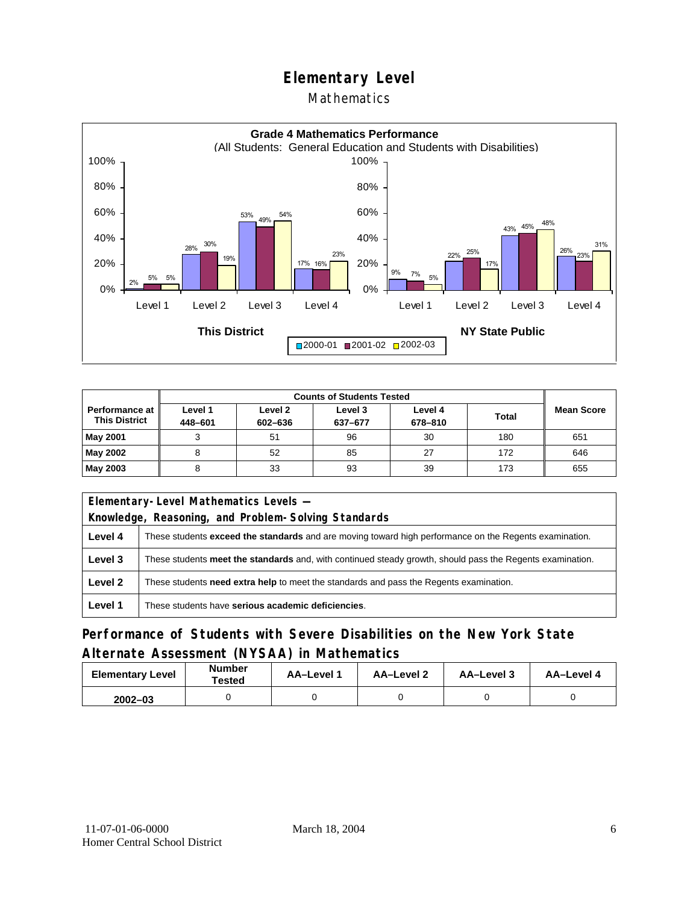# Elementary Level

## Mathematics

**Grade 4 Mathematics Performance**
(All Students: General Education and Students with Disabilities)

| | This District 2000-01 | This District 2001-02 | This District 2002-03 | NY State Public 2000-01 | NY State Public 2001-02 | NY State Public 2002-03 |
|---|---|---|---|---|---|---|
| Level 1 | 2% | 5% | 5% | 9% | 7% | 5% |
| Level 2 | 28% | 30% | 19% | 22% | 25% | 17% |
| Level 3 | 53% | 49% | 54% | 43% | 45% | 48% |
| Level 4 | 17% | 16% | 23% | 26% | 23% | 31% |

| Performance at This District | Counts of Students Tested | | | | | Mean Score |
|---|---|---|---|---|---|---|
| | Level 1 448–601 | Level 2 602–636 | Level 3 637–677 | Level 4 678–810 | Total | |
| **May 2001** | 3 | 51 | 96 | 30 | 180 | 651 |
| **May 2002** | 8 | 52 | 85 | 27 | 172 | 646 |
| **May 2003** | 8 | 33 | 93 | 39 | 173 | 655 |

| Elementary-Level Mathematics Levels — Knowledge, Reasoning, and Problem-Solving Standards | |
|---|---|
| **Level 4** | These students **exceed the standards** and are moving toward high performance on the Regents examination. |
| **Level 3** | These students **meet the standards** and, with continued steady growth, should pass the Regents examination. |
| **Level 2** | These students **need extra help** to meet the standards and pass the Regents examination. |
| **Level 1** | These students have **serious academic deficiencies**. |

## Performance of Students with Severe Disabilities on the New York State Alternate Assessment (NYSAA) in Mathematics

| Elementary Level | Number Tested | AA–Level 1 | AA–Level 2 | AA–Level 3 | AA–Level 4 |
|---|---|---|---|---|---|
| 2002–03 | 0 | 0 | 0 | 0 | 0 |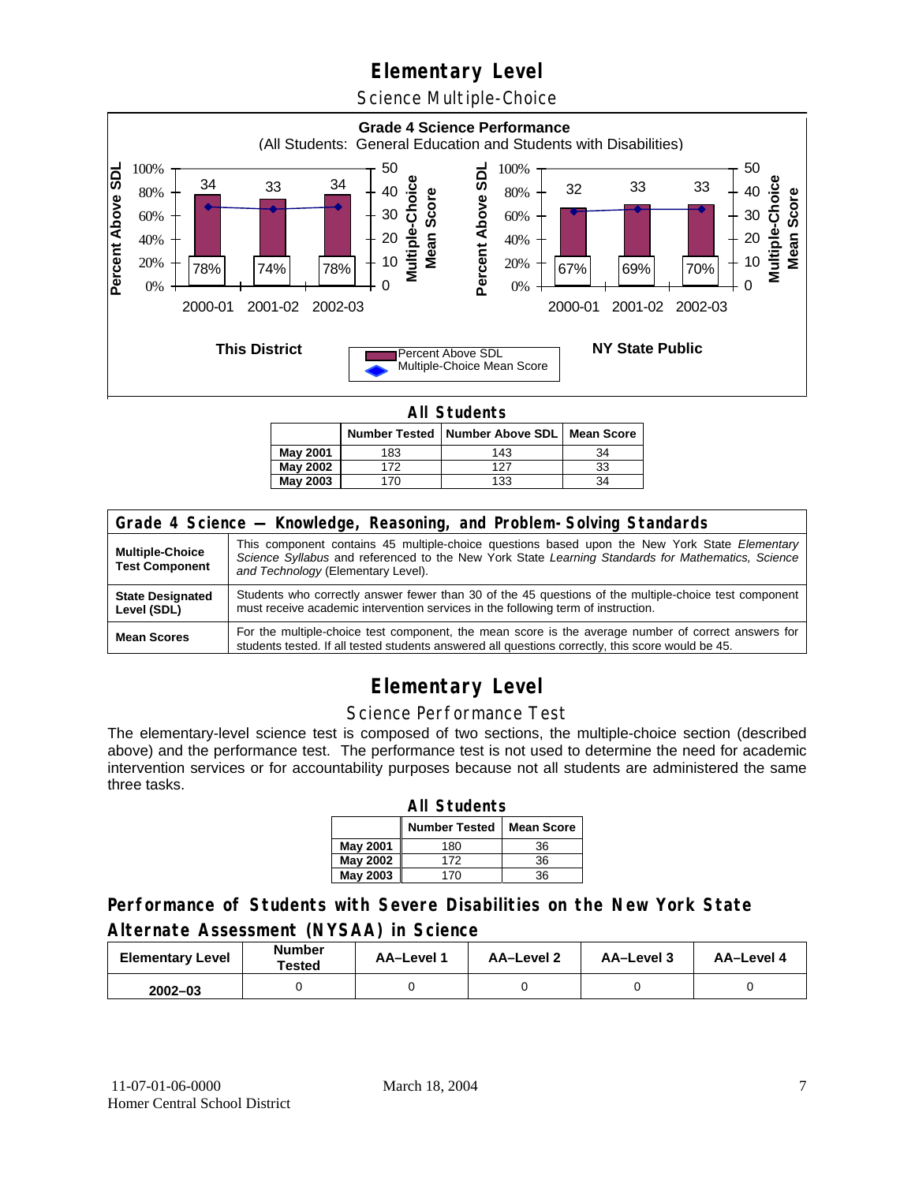# Elementary Level

## Science Multiple-Choice

**Grade 4 Science Performance**
(All Students: General Education and Students with Disabilities)

**This District**

| | 2000-01 | 2001-02 | 2002-03 |
|---|---|---|---|
| Percent Above SDL | 78% | 74% | 78% |
| Multiple-Choice Mean Score | 34 | 33 | 34 |

**NY State Public**

| | 2000-01 | 2001-02 | 2002-03 |
|---|---|---|---|
| Percent Above SDL | 67% | 69% | 70% |
| Multiple-Choice Mean Score | 32 | 33 | 33 |

**All Students**

| | Number Tested | Number Above SDL | Mean Score |
|---|---|---|---|
| May 2001 | 183 | 143 | 34 |
| May 2002 | 172 | 127 | 33 |
| May 2003 | 170 | 133 | 34 |

| Grade 4 Science — Knowledge, Reasoning, and Problem-Solving Standards | |
|---|---|
| **Multiple-Choice Test Component** | This component contains 45 multiple-choice questions based upon the New York State *Elementary Science Syllabus* and referenced to the New York State *Learning Standards for Mathematics, Science and Technology* (Elementary Level). |
| **State Designated Level (SDL)** | Students who correctly answer fewer than 30 of the 45 questions of the multiple-choice test component must receive academic intervention services in the following term of instruction. |
| **Mean Scores** | For the multiple-choice test component, the mean score is the average number of correct answers for students tested. If all tested students answered all questions correctly, this score would be 45. |

# Elementary Level

## Science Performance Test

The elementary-level science test is composed of two sections, the multiple-choice section (described above) and the performance test. The performance test is not used to determine the need for academic intervention services or for accountability purposes because not all students are administered the same three tasks.

**All Students**

| | Number Tested | Mean Score |
|---|---|---|
| May 2001 | 180 | 36 |
| May 2002 | 172 | 36 |
| May 2003 | 170 | 36 |

## Performance of Students with Severe Disabilities on the New York State Alternate Assessment (NYSAA) in Science

| Elementary Level | Number Tested | AA–Level 1 | AA–Level 2 | AA–Level 3 | AA–Level 4 |
|---|---|---|---|---|---|
| 2002–03 | 0 | 0 | 0 | 0 | 0 |

11-07-01-06-0000
Homer Central School District

March 18, 2004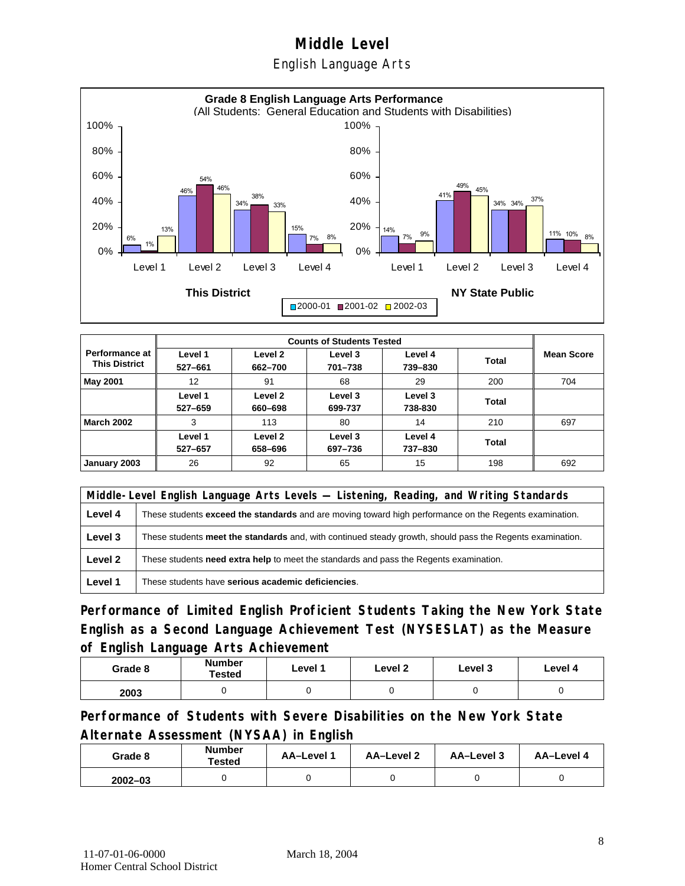# Middle Level

## English Language Arts

**Grade 8 English Language Arts Performance**
(All Students: General Education and Students with Disabilities)

| | Level 1 | Level 2 | Level 3 | Level 4 |
|---|---|---|---|---|
| **This District** 2000-01 | 6% | 46% | 34% | 15% |
| **This District** 2001-02 | 1% | 54% | 38% | 7% |
| **This District** 2002-03 | 13% | 46% | 33% | 8% |
| **NY State Public** 2000-01 | 14% | 41% | 34% | 11% |
| **NY State Public** 2001-02 | 7% | 49% | 34% | 10% |
| **NY State Public** 2002-03 | 9% | 45% | 37% | 8% |

| Performance at This District | Counts of Students Tested | | | | | Mean Score |
|---|---|---|---|---|---|---|
| | Level 1 527–661 | Level 2 662–700 | Level 3 701–738 | Level 4 739–830 | Total | |
| **May 2001** | 12 | 91 | 68 | 29 | 200 | 704 |
| | Level 1 527–659 | Level 2 660–698 | Level 3 699-737 | Level 3 738-830 | Total | |
| **March 2002** | 3 | 113 | 80 | 14 | 210 | 697 |
| | Level 1 527–657 | Level 2 658–696 | Level 3 697–736 | Level 4 737–830 | Total | |
| **January 2003** | 26 | 92 | 65 | 15 | 198 | 692 |

| Middle-Level English Language Arts Levels — Listening, Reading, and Writing Standards | |
|---|---|
| **Level 4** | These students **exceed the standards** and are moving toward high performance on the Regents examination. |
| **Level 3** | These students **meet the standards** and, with continued steady growth, should pass the Regents examination. |
| **Level 2** | These students **need extra help** to meet the standards and pass the Regents examination. |
| **Level 1** | These students have **serious academic deficiencies**. |

### Performance of Limited English Proficient Students Taking the New York State English as a Second Language Achievement Test (NYSESLAT) as the Measure of English Language Arts Achievement

| Grade 8 | Number Tested | Level 1 | Level 2 | Level 3 | Level 4 |
|---|---|---|---|---|---|
| 2003 | 0 | 0 | 0 | 0 | 0 |

### Performance of Students with Severe Disabilities on the New York State Alternate Assessment (NYSAA) in English

| Grade 8 | Number Tested | AA–Level 1 | AA–Level 2 | AA–Level 3 | AA–Level 4 |
|---|---|---|---|---|---|
| 2002–03 | 0 | 0 | 0 | 0 | 0 |

11-07-01-06-0000 March 18, 2004
Homer Central School District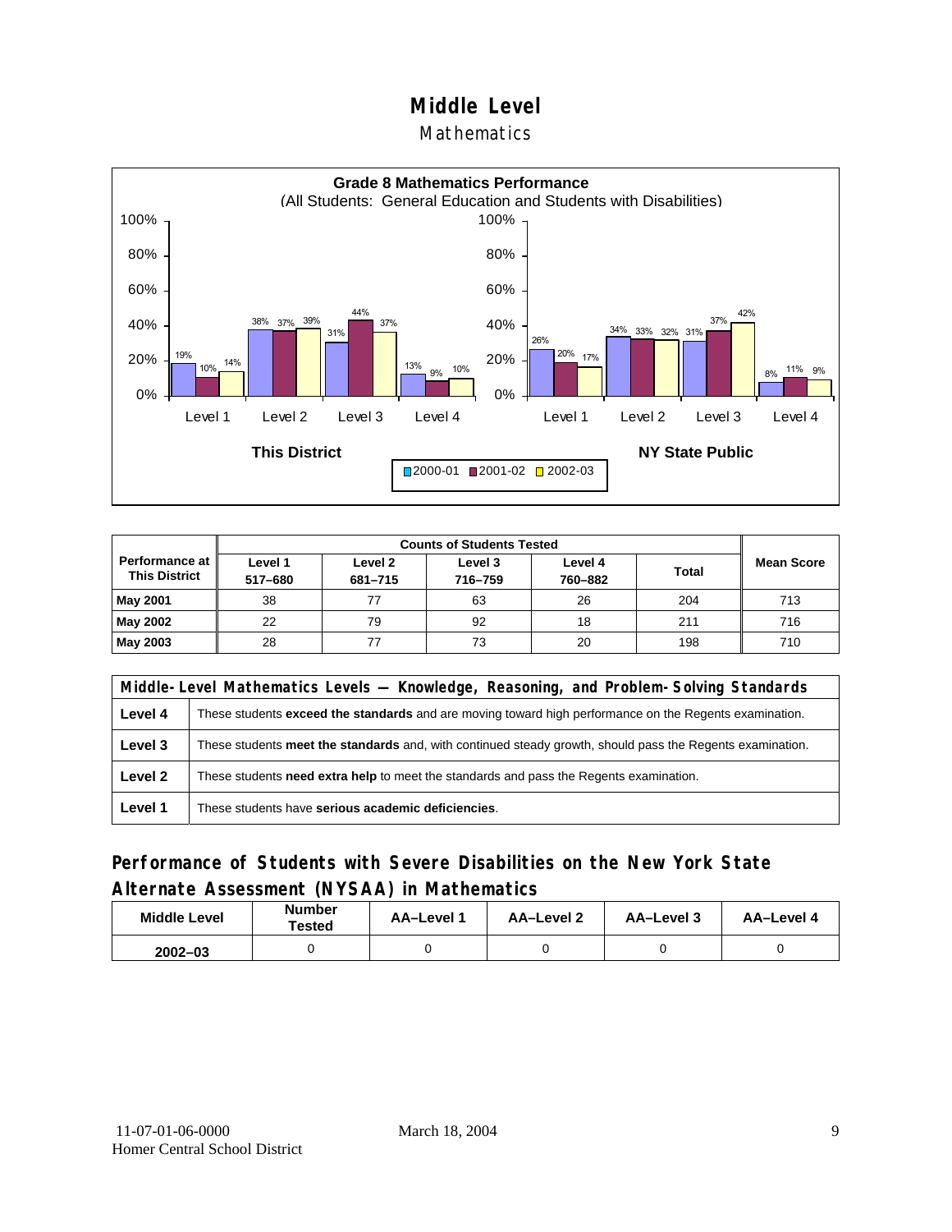# Middle Level

## Mathematics

**Grade 8 Mathematics Performance**
(All Students: General Education and Students with Disabilities)

| | This District 2000-01 | This District 2001-02 | This District 2002-03 | NY State Public 2000-01 | NY State Public 2001-02 | NY State Public 2002-03 |
|---|---|---|---|---|---|---|
| Level 1 | 19% | 10% | 14% | 26% | 20% | 17% |
| Level 2 | 38% | 37% | 39% | 34% | 33% | 32% |
| Level 3 | 31% | 44% | 37% | 31% | 37% | 42% |
| Level 4 | 13% | 9% | 10% | 8% | 11% | 9% |

| Performance at This District | Counts of Students Tested | | | | | Mean Score |
|---|---|---|---|---|---|---|
| | Level 1 517–680 | Level 2 681–715 | Level 3 716–759 | Level 4 760–882 | Total | |
| **May 2001** | 38 | 77 | 63 | 26 | 204 | 713 |
| **May 2002** | 22 | 79 | 92 | 18 | 211 | 716 |
| **May 2003** | 28 | 77 | 73 | 20 | 198 | 710 |

| Middle-Level Mathematics Levels — Knowledge, Reasoning, and Problem-Solving Standards | |
|---|---|
| **Level 4** | These students **exceed the standards** and are moving toward high performance on the Regents examination. |
| **Level 3** | These students **meet the standards** and, with continued steady growth, should pass the Regents examination. |
| **Level 2** | These students **need extra help** to meet the standards and pass the Regents examination. |
| **Level 1** | These students have **serious academic deficiencies**. |

## Performance of Students with Severe Disabilities on the New York State Alternate Assessment (NYSAA) in Mathematics

| Middle Level | Number Tested | AA–Level 1 | AA–Level 2 | AA–Level 3 | AA–Level 4 |
|---|---|---|---|---|---|
| 2002–03 | 0 | 0 | 0 | 0 | 0 |

11-07-01-06-0000
Homer Central School District

March 18, 2004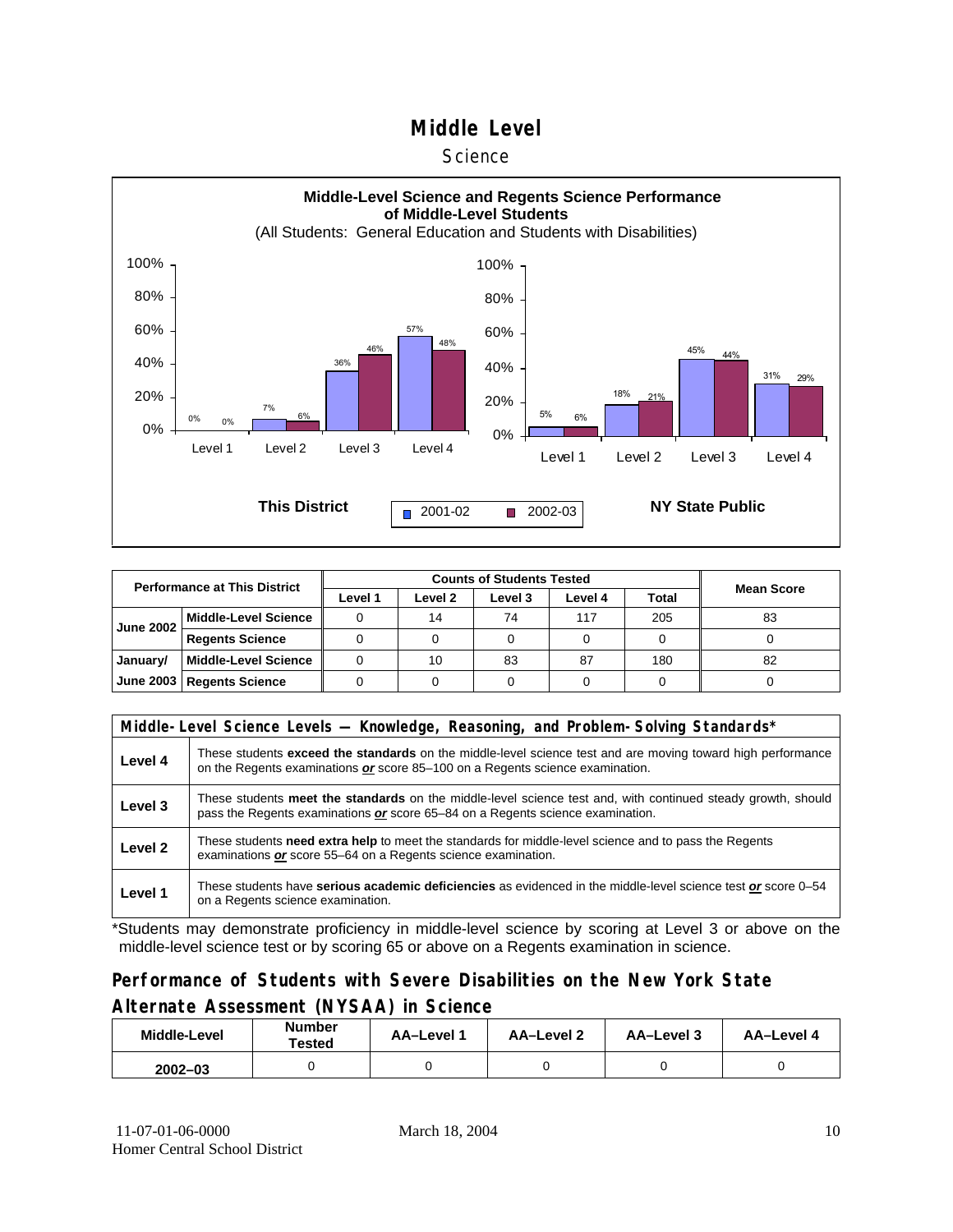# Middle Level

## Science

**Middle-Level Science and Regents Science Performance of Middle-Level Students**

(All Students: General Education and Students with Disabilities)

**This District**

| | Level 1 | Level 2 | Level 3 | Level 4 |
|---|---|---|---|---|
| 2001-02 | 0% | 7% | 36% | 57% |
| 2002-03 | 0% | 6% | 46% | 48% |

**NY State Public**

| | Level 1 | Level 2 | Level 3 | Level 4 |
|---|---|---|---|---|
| 2001-02 | 5% | 18% | 45% | 31% |
| 2002-03 | 6% | 21% | 44% | 29% |

| Performance at This District | | Counts of Students Tested | | | | | Mean Score |
|---|---|---|---|---|---|---|---|
| | | Level 1 | Level 2 | Level 3 | Level 4 | Total | |
| June 2002 | Middle-Level Science | 0 | 14 | 74 | 117 | 205 | 83 |
| | Regents Science | 0 | 0 | 0 | 0 | 0 | 0 |
| January/ June 2003 | Middle-Level Science | 0 | 10 | 83 | 87 | 180 | 82 |
| | Regents Science | 0 | 0 | 0 | 0 | 0 | 0 |

| Middle-Level Science Levels — Knowledge, Reasoning, and Problem-Solving Standards* | |
|---|---|
| Level 4 | These students **exceed the standards** on the middle-level science test and are moving toward high performance on the Regents examinations ***or*** score 85–100 on a Regents science examination. |
| Level 3 | These students **meet the standards** on the middle-level science test and, with continued steady growth, should pass the Regents examinations ***or*** score 65–84 on a Regents science examination. |
| Level 2 | These students **need extra help** to meet the standards for middle-level science and to pass the Regents examinations ***or*** score 55–64 on a Regents science examination. |
| Level 1 | These students have **serious academic deficiencies** as evidenced in the middle-level science test ***or*** score 0–54 on a Regents science examination. |

*Students may demonstrate proficiency in middle-level science by scoring at Level 3 or above on the middle-level science test or by scoring 65 or above on a Regents examination in science.

## Performance of Students with Severe Disabilities on the New York State Alternate Assessment (NYSAA) in Science

| Middle-Level | Number Tested | AA–Level 1 | AA–Level 2 | AA–Level 3 | AA–Level 4 |
|---|---|---|---|---|---|
| 2002–03 | 0 | 0 | 0 | 0 | 0 |

11-07-01-06-0000
Homer Central School District
March 18, 2004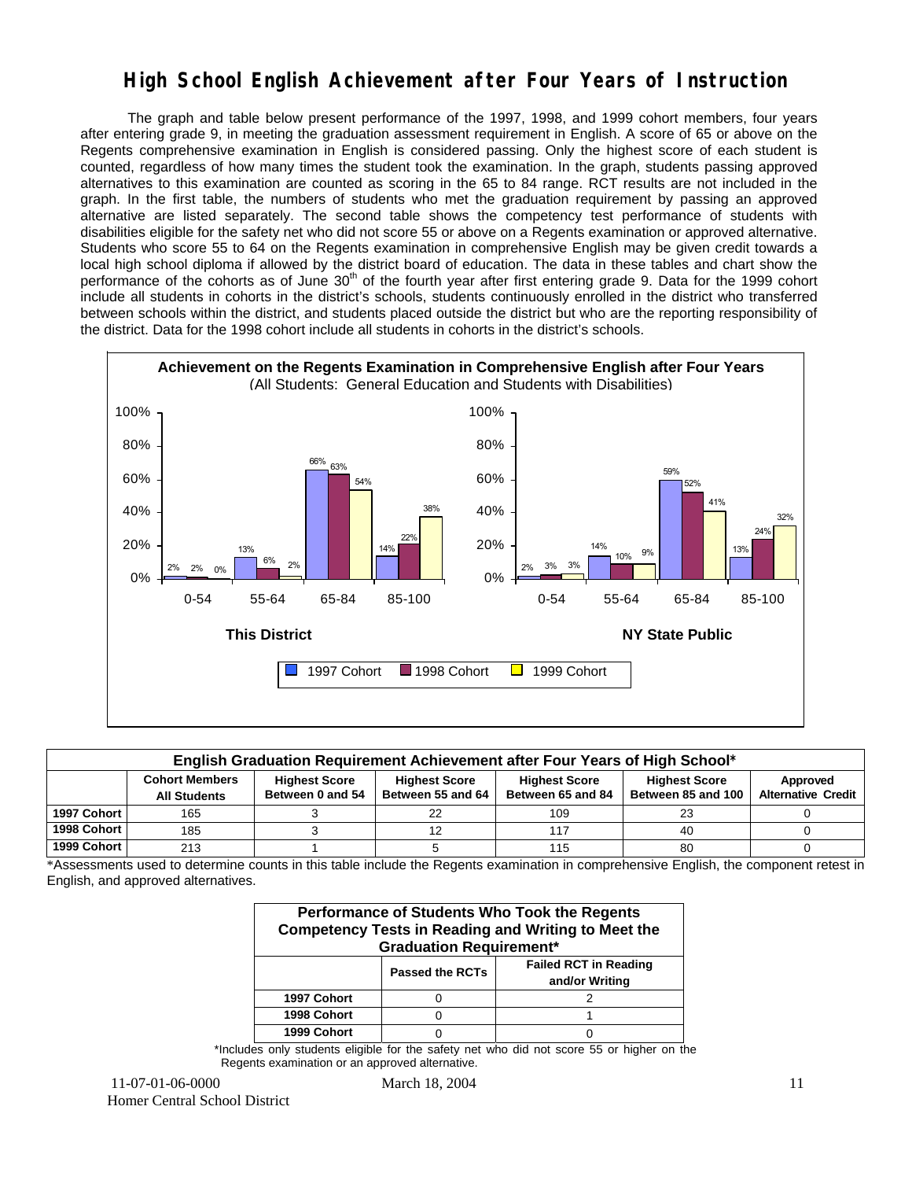# High School English Achievement after Four Years of Instruction

The graph and table below present performance of the 1997, 1998, and 1999 cohort members, four years after entering grade 9, in meeting the graduation assessment requirement in English. A score of 65 or above on the Regents comprehensive examination in English is considered passing. Only the highest score of each student is counted, regardless of how many times the student took the examination. In the graph, students passing approved alternatives to this examination are counted as scoring in the 65 to 84 range. RCT results are not included in the graph. In the first table, the numbers of students who met the graduation requirement by passing an approved alternative are listed separately. The second table shows the competency test performance of students with disabilities eligible for the safety net who did not score 55 or above on a Regents examination or approved alternative. Students who score 55 to 64 on the Regents examination in comprehensive English may be given credit towards a local high school diploma if allowed by the district board of education. The data in these tables and chart show the performance of the cohorts as of June 30th of the fourth year after first entering grade 9. Data for the 1999 cohort include all students in cohorts in the district's schools, students continuously enrolled in the district who transferred between schools within the district, and students placed outside the district but who are the reporting responsibility of the district. Data for the 1998 cohort include all students in cohorts in the district's schools.

**Achievement on the Regents Examination in Comprehensive English after Four Years**
(All Students: General Education and Students with Disabilities)

**This District**

| Score Range | 1997 Cohort | 1998 Cohort | 1999 Cohort |
|---|---|---|---|
| 0-54 | 2% | 2% | 0% |
| 55-64 | 13% | 6% | 2% |
| 65-84 | 66% | 63% | 54% |
| 85-100 | 14% | 22% | 38% |

**NY State Public**

| Score Range | 1997 Cohort | 1998 Cohort | 1999 Cohort |
|---|---|---|---|
| 0-54 | 2% | 3% | 3% |
| 55-64 | 14% | 10% | 9% |
| 65-84 | 59% | 52% | 41% |
| 85-100 | 13% | 24% | 32% |

| English Graduation Requirement Achievement after Four Years of High School* | | | | | | |
|---|---|---|---|---|---|---|
| | Cohort Members All Students | Highest Score Between 0 and 54 | Highest Score Between 55 and 64 | Highest Score Between 65 and 84 | Highest Score Between 85 and 100 | Approved Alternative Credit |
| 1997 Cohort | 165 | 3 | 22 | 109 | 23 | 0 |
| 1998 Cohort | 185 | 3 | 12 | 117 | 40 | 0 |
| 1999 Cohort | 213 | 1 | 5 | 115 | 80 | 0 |

*Assessments used to determine counts in this table include the Regents examination in comprehensive English, the component retest in English, and approved alternatives.

| Performance of Students Who Took the Regents Competency Tests in Reading and Writing to Meet the Graduation Requirement* | | |
|---|---|---|
| | Passed the RCTs | Failed RCT in Reading and/or Writing |
| 1997 Cohort | 0 | 2 |
| 1998 Cohort | 0 | 1 |
| 1999 Cohort | 0 | 0 |

*Includes only students eligible for the safety net who did not score 55 or higher on the Regents examination or an approved alternative.

11-07-01-06-0000 March 18, 2004
Homer Central School District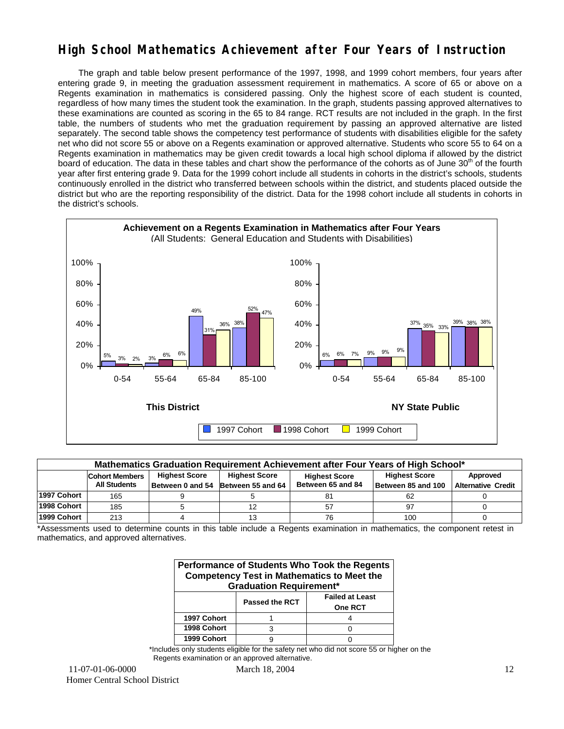# High School Mathematics Achievement after Four Years of Instruction

The graph and table below present performance of the 1997, 1998, and 1999 cohort members, four years after entering grade 9, in meeting the graduation assessment requirement in mathematics. A score of 65 or above on a Regents examination in mathematics is considered passing. Only the highest score of each student is counted, regardless of how many times the student took the examination. In the graph, students passing approved alternatives to these examinations are counted as scoring in the 65 to 84 range. RCT results are not included in the graph. In the first table, the numbers of students who met the graduation requirement by passing an approved alternative are listed separately. The second table shows the competency test performance of students with disabilities eligible for the safety net who did not score 55 or above on a Regents examination or approved alternative. Students who score 55 to 64 on a Regents examination in mathematics may be given credit towards a local high school diploma if allowed by the district board of education. The data in these tables and chart show the performance of the cohorts as of June 30th of the fourth year after first entering grade 9. Data for the 1999 cohort include all students in cohorts in the district's schools, students continuously enrolled in the district who transferred between schools within the district, and students placed outside the district but who are the reporting responsibility of the district. Data for the 1998 cohort include all students in cohorts in the district's schools.

**Achievement on a Regents Examination in Mathematics after Four Years**
(All Students: General Education and Students with Disabilities)

**This District**

| Score Range | 1997 Cohort | 1998 Cohort | 1999 Cohort |
|---|---|---|---|
| 0-54 | 5% | 3% | 2% |
| 55-64 | 3% | 6% | 6% |
| 65-84 | 49% | 31% | 36% |
| 85-100 | 38% | 52% | 47% |

**NY State Public**

| Score Range | 1997 Cohort | 1998 Cohort | 1999 Cohort |
|---|---|---|---|
| 0-54 | 6% | 6% | 7% |
| 55-64 | 9% | 9% | 9% |
| 65-84 | 37% | 35% | 33% |
| 85-100 | 39% | 38% | 38% |

**Mathematics Graduation Requirement Achievement after Four Years of High School***

| | Cohort Members All Students | Highest Score Between 0 and 54 | Highest Score Between 55 and 64 | Highest Score Between 65 and 84 | Highest Score Between 85 and 100 | Approved Alternative Credit |
|---|---|---|---|---|---|---|
| 1997 Cohort | 165 | 9 | 5 | 81 | 62 | 0 |
| 1998 Cohort | 185 | 5 | 12 | 57 | 97 | 0 |
| 1999 Cohort | 213 | 4 | 13 | 76 | 100 | 0 |

*Assessments used to determine counts in this table include a Regents examination in mathematics, the component retest in mathematics, and approved alternatives.

**Performance of Students Who Took the Regents Competency Test in Mathematics to Meet the Graduation Requirement***

| | Passed the RCT | Failed at Least One RCT |
|---|---|---|
| 1997 Cohort | 1 | 4 |
| 1998 Cohort | 3 | 0 |
| 1999 Cohort | 9 | 0 |

*Includes only students eligible for the safety net who did not score 55 or higher on the Regents examination or an approved alternative.

11-07-01-06-0000 March 18, 2004
Homer Central School District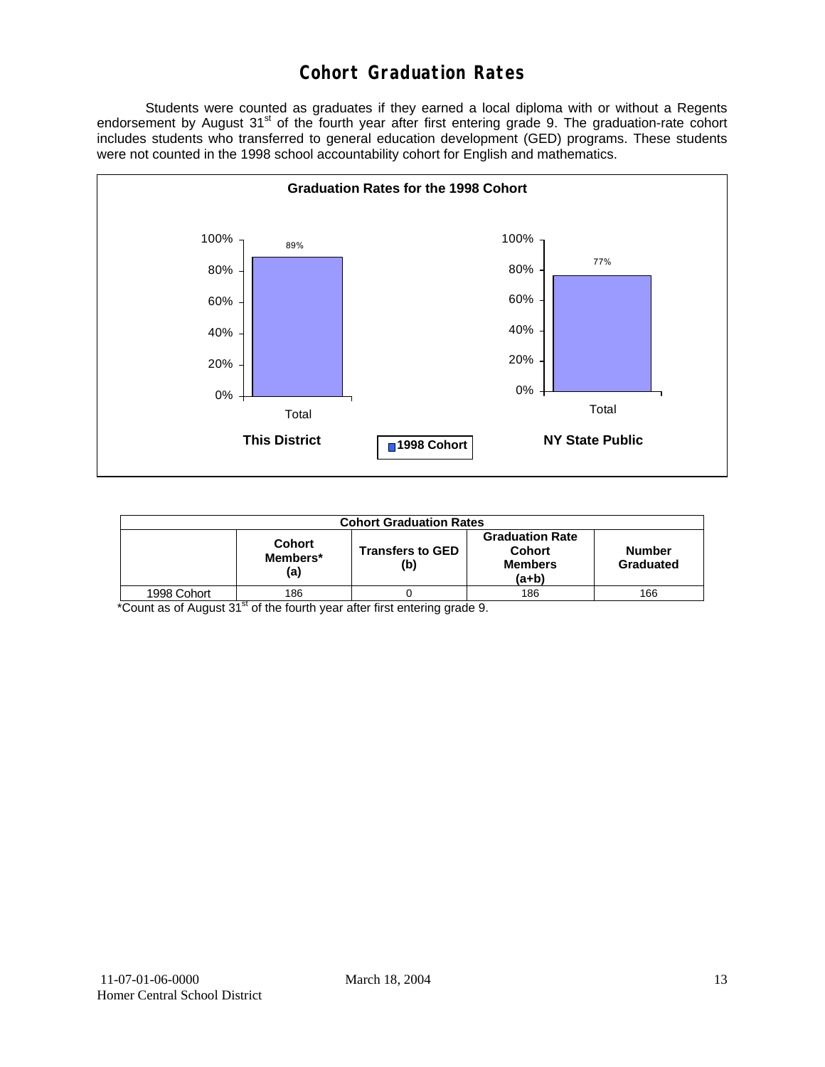# Cohort Graduation Rates

Students were counted as graduates if they earned a local diploma with or without a Regents endorsement by August 31st of the fourth year after first entering grade 9. The graduation-rate cohort includes students who transferred to general education development (GED) programs. These students were not counted in the 1998 school accountability cohort for English and mathematics.

**Graduation Rates for the 1998 Cohort**

| | This District | NY State Public |
|---|---|---|
| Total (1998 Cohort) | 89% | 77% |

| Cohort Graduation Rates | | | | |
|---|---|---|---|---|
| | **Cohort Members* (a)** | **Transfers to GED (b)** | **Graduation Rate Cohort Members (a+b)** | **Number Graduated** |
| 1998 Cohort | 186 | 0 | 186 | 166 |

*Count as of August 31st of the fourth year after first entering grade 9.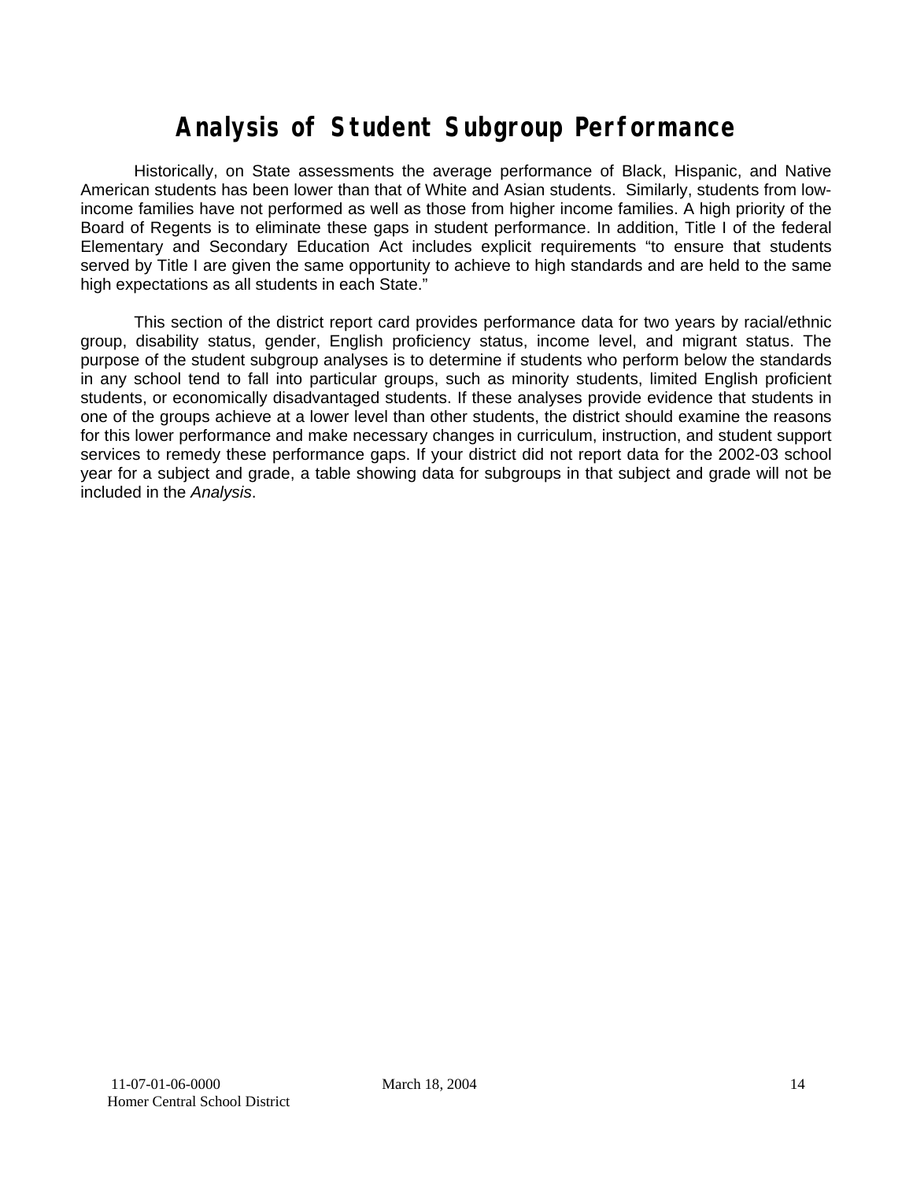# Analysis of Student Subgroup Performance

Historically, on State assessments the average performance of Black, Hispanic, and Native American students has been lower than that of White and Asian students. Similarly, students from low-income families have not performed as well as those from higher income families. A high priority of the Board of Regents is to eliminate these gaps in student performance. In addition, Title I of the federal Elementary and Secondary Education Act includes explicit requirements "to ensure that students served by Title I are given the same opportunity to achieve to high standards and are held to the same high expectations as all students in each State."

This section of the district report card provides performance data for two years by racial/ethnic group, disability status, gender, English proficiency status, income level, and migrant status. The purpose of the student subgroup analyses is to determine if students who perform below the standards in any school tend to fall into particular groups, such as minority students, limited English proficient students, or economically disadvantaged students. If these analyses provide evidence that students in one of the groups achieve at a lower level than other students, the district should examine the reasons for this lower performance and make necessary changes in curriculum, instruction, and student support services to remedy these performance gaps. If your district did not report data for the 2002-03 school year for a subject and grade, a table showing data for subgroups in that subject and grade will not be included in the *Analysis*.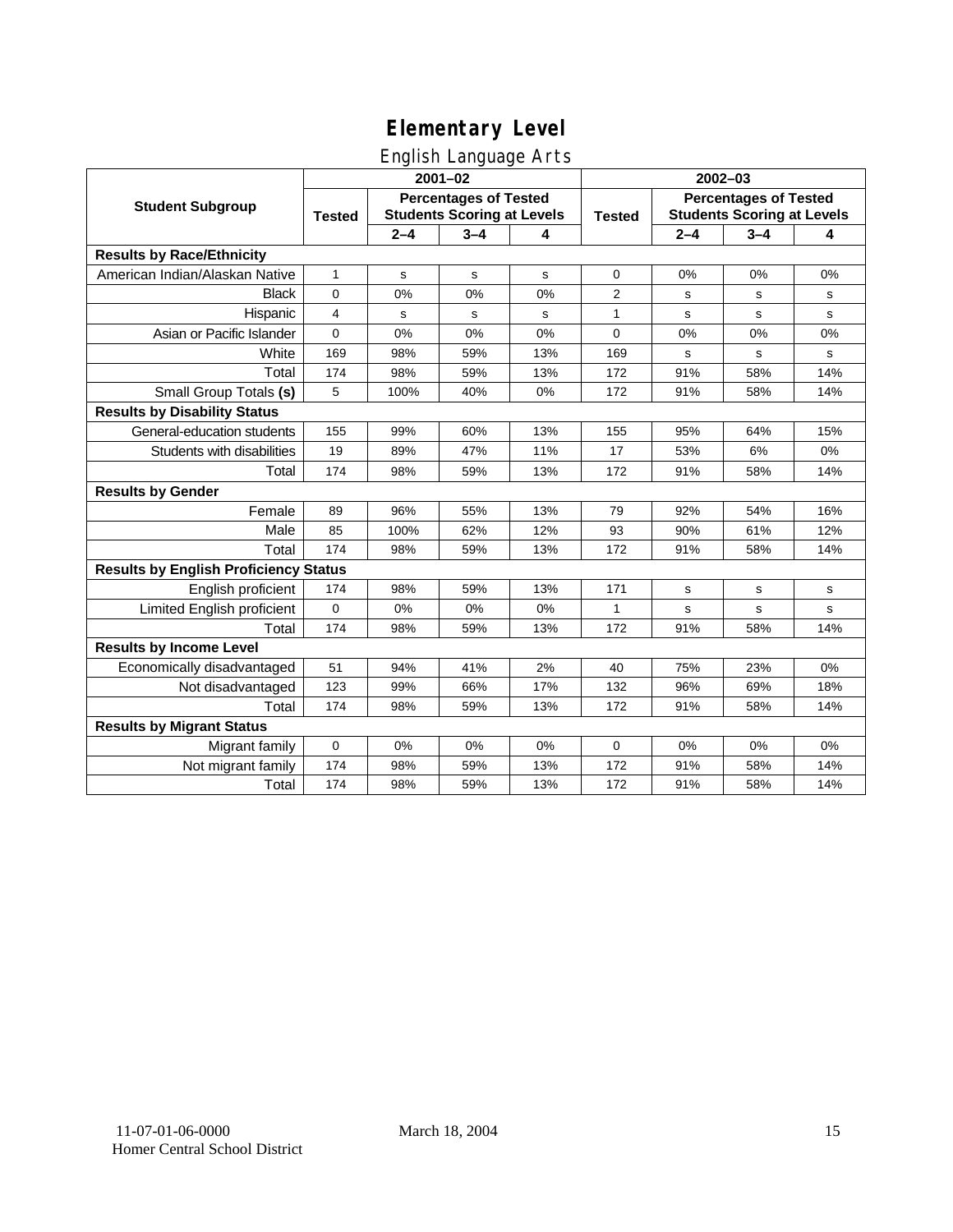# Elementary Level

## English Language Arts

| Student Subgroup | 2001–02 | | | | 2002–03 | | | |
|---|---|---|---|---|---|---|---|---|
| | Tested | Percentages of Tested Students Scoring at Levels | | | Tested | Percentages of Tested Students Scoring at Levels | | |
| | | 2–4 | 3–4 | 4 | | 2–4 | 3–4 | 4 |
| **Results by Race/Ethnicity** | | | | | | | | |
| American Indian/Alaskan Native | 1 | s | s | s | 0 | 0% | 0% | 0% |
| Black | 0 | 0% | 0% | 0% | 2 | s | s | s |
| Hispanic | 4 | s | s | s | 1 | s | s | s |
| Asian or Pacific Islander | 0 | 0% | 0% | 0% | 0 | 0% | 0% | 0% |
| White | 169 | 98% | 59% | 13% | 169 | s | s | s |
| Total | 174 | 98% | 59% | 13% | 172 | 91% | 58% | 14% |
| Small Group Totals **(s)** | 5 | 100% | 40% | 0% | 172 | 91% | 58% | 14% |
| **Results by Disability Status** | | | | | | | | |
| General-education students | 155 | 99% | 60% | 13% | 155 | 95% | 64% | 15% |
| Students with disabilities | 19 | 89% | 47% | 11% | 17 | 53% | 6% | 0% |
| Total | 174 | 98% | 59% | 13% | 172 | 91% | 58% | 14% |
| **Results by Gender** | | | | | | | | |
| Female | 89 | 96% | 55% | 13% | 79 | 92% | 54% | 16% |
| Male | 85 | 100% | 62% | 12% | 93 | 90% | 61% | 12% |
| Total | 174 | 98% | 59% | 13% | 172 | 91% | 58% | 14% |
| **Results by English Proficiency Status** | | | | | | | | |
| English proficient | 174 | 98% | 59% | 13% | 171 | s | s | s |
| Limited English proficient | 0 | 0% | 0% | 0% | 1 | s | s | s |
| Total | 174 | 98% | 59% | 13% | 172 | 91% | 58% | 14% |
| **Results by Income Level** | | | | | | | | |
| Economically disadvantaged | 51 | 94% | 41% | 2% | 40 | 75% | 23% | 0% |
| Not disadvantaged | 123 | 99% | 66% | 17% | 132 | 96% | 69% | 18% |
| Total | 174 | 98% | 59% | 13% | 172 | 91% | 58% | 14% |
| **Results by Migrant Status** | | | | | | | | |
| Migrant family | 0 | 0% | 0% | 0% | 0 | 0% | 0% | 0% |
| Not migrant family | 174 | 98% | 59% | 13% | 172 | 91% | 58% | 14% |
| Total | 174 | 98% | 59% | 13% | 172 | 91% | 58% | 14% |

11-07-01-06-0000 March 18, 2004
Homer Central School District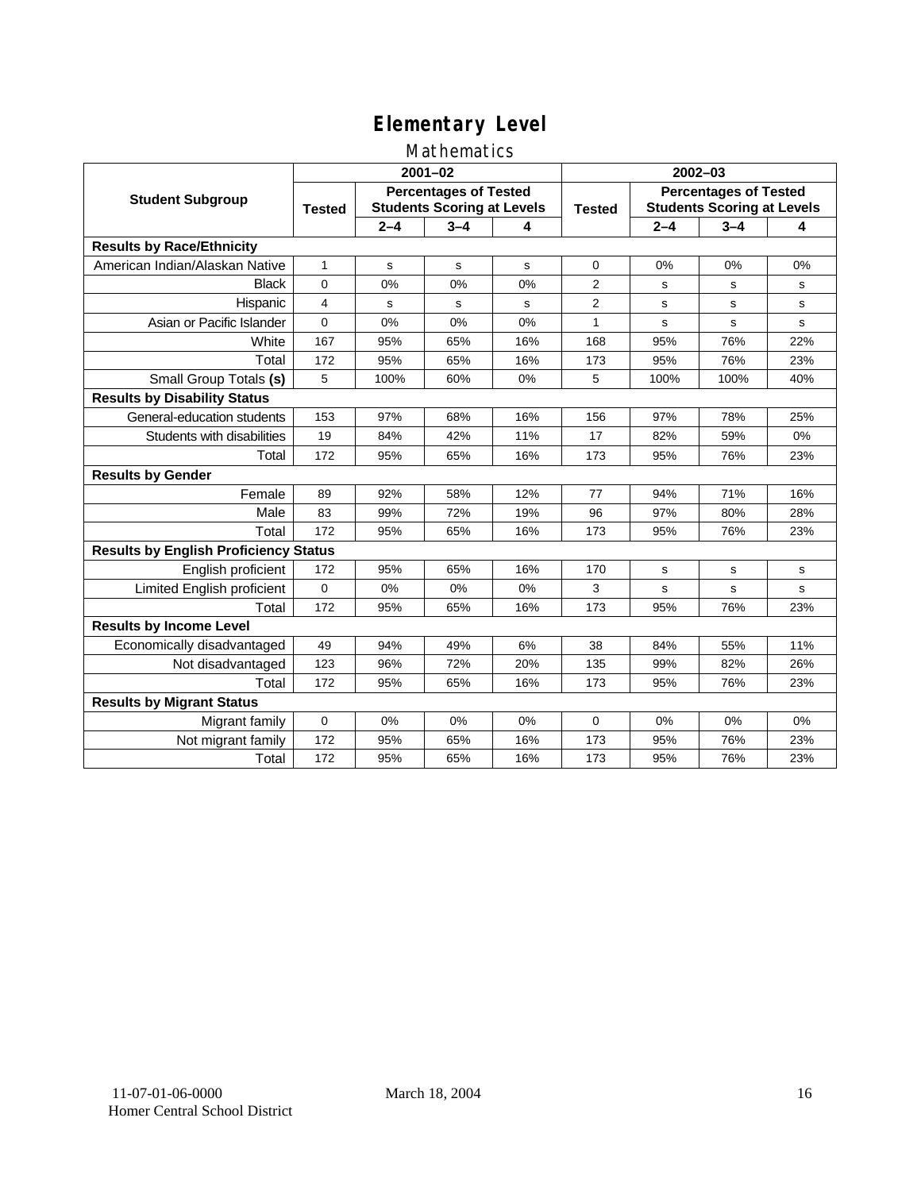# Elementary Level

## Mathematics

| Student Subgroup | 2001–02 | | | | 2002–03 | | | |
|---|---|---|---|---|---|---|---|---|
| | Tested | Percentages of Tested Students Scoring at Levels | | | Tested | Percentages of Tested Students Scoring at Levels | | |
| | | 2–4 | 3–4 | 4 | | 2–4 | 3–4 | 4 |
| **Results by Race/Ethnicity** | | | | | | | | |
| American Indian/Alaskan Native | 1 | s | s | s | 0 | 0% | 0% | 0% |
| Black | 0 | 0% | 0% | 0% | 2 | s | s | s |
| Hispanic | 4 | s | s | s | 2 | s | s | s |
| Asian or Pacific Islander | 0 | 0% | 0% | 0% | 1 | s | s | s |
| White | 167 | 95% | 65% | 16% | 168 | 95% | 76% | 22% |
| Total | 172 | 95% | 65% | 16% | 173 | 95% | 76% | 23% |
| Small Group Totals **(s)** | 5 | 100% | 60% | 0% | 5 | 100% | 100% | 40% |
| **Results by Disability Status** | | | | | | | | |
| General-education students | 153 | 97% | 68% | 16% | 156 | 97% | 78% | 25% |
| Students with disabilities | 19 | 84% | 42% | 11% | 17 | 82% | 59% | 0% |
| Total | 172 | 95% | 65% | 16% | 173 | 95% | 76% | 23% |
| **Results by Gender** | | | | | | | | |
| Female | 89 | 92% | 58% | 12% | 77 | 94% | 71% | 16% |
| Male | 83 | 99% | 72% | 19% | 96 | 97% | 80% | 28% |
| Total | 172 | 95% | 65% | 16% | 173 | 95% | 76% | 23% |
| **Results by English Proficiency Status** | | | | | | | | |
| English proficient | 172 | 95% | 65% | 16% | 170 | s | s | s |
| Limited English proficient | 0 | 0% | 0% | 0% | 3 | s | s | s |
| Total | 172 | 95% | 65% | 16% | 173 | 95% | 76% | 23% |
| **Results by Income Level** | | | | | | | | |
| Economically disadvantaged | 49 | 94% | 49% | 6% | 38 | 84% | 55% | 11% |
| Not disadvantaged | 123 | 96% | 72% | 20% | 135 | 99% | 82% | 26% |
| Total | 172 | 95% | 65% | 16% | 173 | 95% | 76% | 23% |
| **Results by Migrant Status** | | | | | | | | |
| Migrant family | 0 | 0% | 0% | 0% | 0 | 0% | 0% | 0% |
| Not migrant family | 172 | 95% | 65% | 16% | 173 | 95% | 76% | 23% |
| Total | 172 | 95% | 65% | 16% | 173 | 95% | 76% | 23% |

11-07-01-06-0000
Homer Central School District

March 18, 2004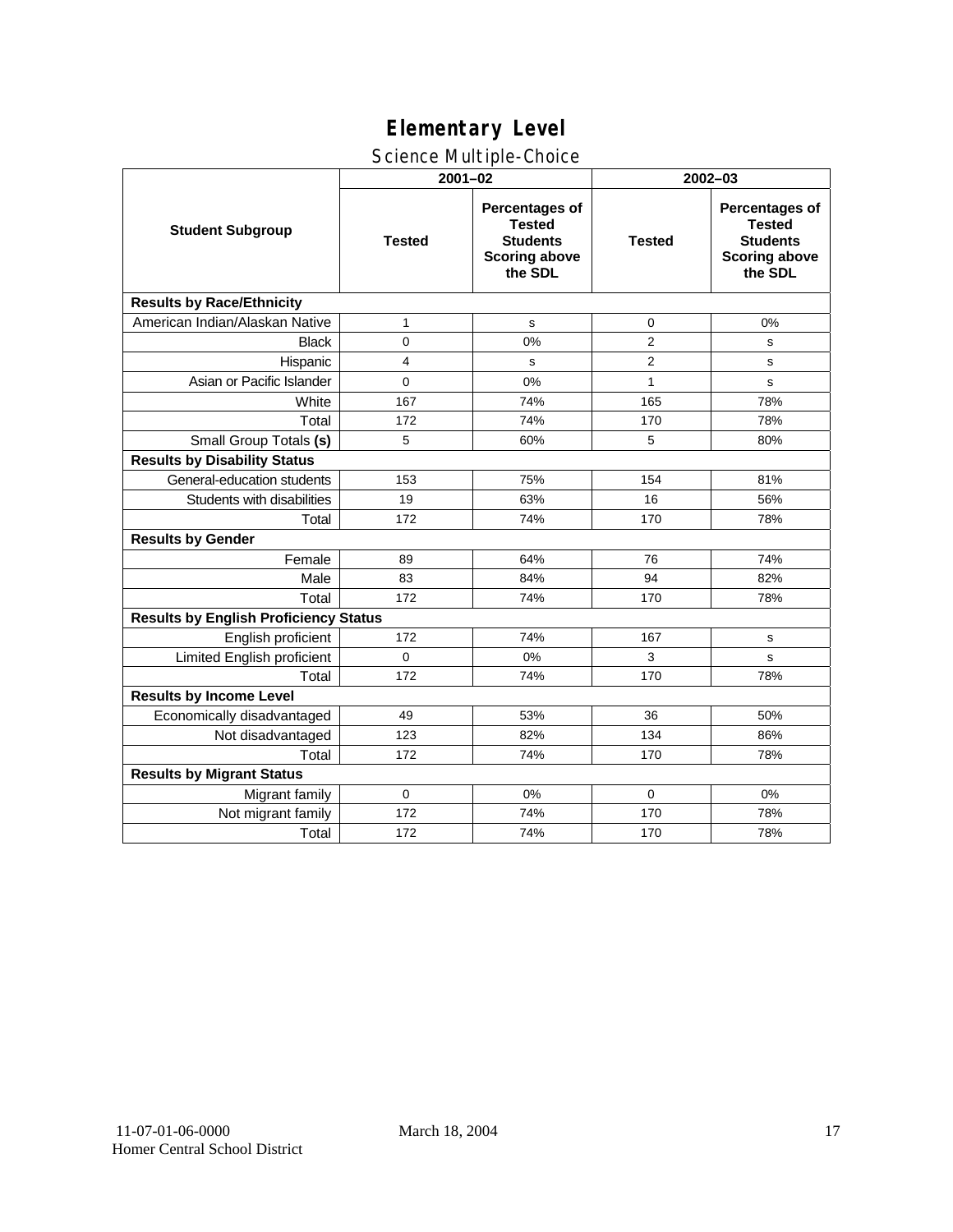# Elementary Level

## Science Multiple-Choice

| Student Subgroup | 2001–02 | | 2002–03 | |
|---|---|---|---|---|
| | Tested | Percentages of Tested Students Scoring above the SDL | Tested | Percentages of Tested Students Scoring above the SDL |
| **Results by Race/Ethnicity** | | | | |
| American Indian/Alaskan Native | 1 | s | 0 | 0% |
| Black | 0 | 0% | 2 | s |
| Hispanic | 4 | s | 2 | s |
| Asian or Pacific Islander | 0 | 0% | 1 | s |
| White | 167 | 74% | 165 | 78% |
| Total | 172 | 74% | 170 | 78% |
| Small Group Totals **(s)** | 5 | 60% | 5 | 80% |
| **Results by Disability Status** | | | | |
| General-education students | 153 | 75% | 154 | 81% |
| Students with disabilities | 19 | 63% | 16 | 56% |
| Total | 172 | 74% | 170 | 78% |
| **Results by Gender** | | | | |
| Female | 89 | 64% | 76 | 74% |
| Male | 83 | 84% | 94 | 82% |
| Total | 172 | 74% | 170 | 78% |
| **Results by English Proficiency Status** | | | | |
| English proficient | 172 | 74% | 167 | s |
| Limited English proficient | 0 | 0% | 3 | s |
| Total | 172 | 74% | 170 | 78% |
| **Results by Income Level** | | | | |
| Economically disadvantaged | 49 | 53% | 36 | 50% |
| Not disadvantaged | 123 | 82% | 134 | 86% |
| Total | 172 | 74% | 170 | 78% |
| **Results by Migrant Status** | | | | |
| Migrant family | 0 | 0% | 0 | 0% |
| Not migrant family | 172 | 74% | 170 | 78% |
| Total | 172 | 74% | 170 | 78% |

11-07-01-06-0000 March 18, 2004
Homer Central School District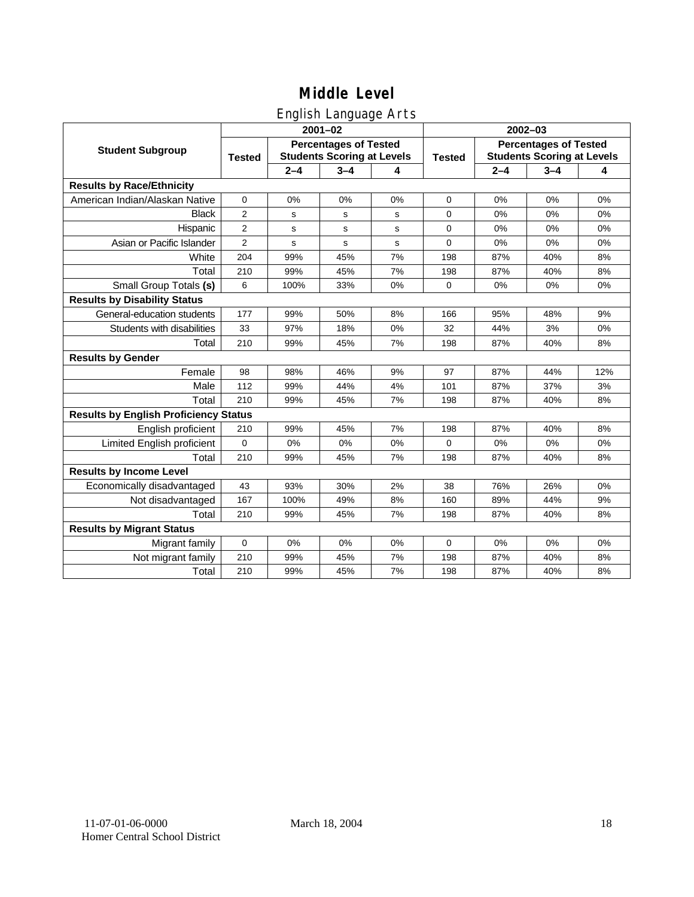# Middle Level

## English Language Arts

| Student Subgroup | 2001–02 | | | | 2002–03 | | | |
|---|---|---|---|---|---|---|---|---|
| | Tested | Percentages of Tested Students Scoring at Levels | | | Tested | Percentages of Tested Students Scoring at Levels | | |
| | | 2–4 | 3–4 | 4 | | 2–4 | 3–4 | 4 |
| **Results by Race/Ethnicity** | | | | | | | | |
| American Indian/Alaskan Native | 0 | 0% | 0% | 0% | 0 | 0% | 0% | 0% |
| Black | 2 | s | s | s | 0 | 0% | 0% | 0% |
| Hispanic | 2 | s | s | s | 0 | 0% | 0% | 0% |
| Asian or Pacific Islander | 2 | s | s | s | 0 | 0% | 0% | 0% |
| White | 204 | 99% | 45% | 7% | 198 | 87% | 40% | 8% |
| Total | 210 | 99% | 45% | 7% | 198 | 87% | 40% | 8% |
| Small Group Totals **(s)** | 6 | 100% | 33% | 0% | 0 | 0% | 0% | 0% |
| **Results by Disability Status** | | | | | | | | |
| General-education students | 177 | 99% | 50% | 8% | 166 | 95% | 48% | 9% |
| Students with disabilities | 33 | 97% | 18% | 0% | 32 | 44% | 3% | 0% |
| Total | 210 | 99% | 45% | 7% | 198 | 87% | 40% | 8% |
| **Results by Gender** | | | | | | | | |
| Female | 98 | 98% | 46% | 9% | 97 | 87% | 44% | 12% |
| Male | 112 | 99% | 44% | 4% | 101 | 87% | 37% | 3% |
| Total | 210 | 99% | 45% | 7% | 198 | 87% | 40% | 8% |
| **Results by English Proficiency Status** | | | | | | | | |
| English proficient | 210 | 99% | 45% | 7% | 198 | 87% | 40% | 8% |
| Limited English proficient | 0 | 0% | 0% | 0% | 0 | 0% | 0% | 0% |
| Total | 210 | 99% | 45% | 7% | 198 | 87% | 40% | 8% |
| **Results by Income Level** | | | | | | | | |
| Economically disadvantaged | 43 | 93% | 30% | 2% | 38 | 76% | 26% | 0% |
| Not disadvantaged | 167 | 100% | 49% | 8% | 160 | 89% | 44% | 9% |
| Total | 210 | 99% | 45% | 7% | 198 | 87% | 40% | 8% |
| **Results by Migrant Status** | | | | | | | | |
| Migrant family | 0 | 0% | 0% | 0% | 0 | 0% | 0% | 0% |
| Not migrant family | 210 | 99% | 45% | 7% | 198 | 87% | 40% | 8% |
| Total | 210 | 99% | 45% | 7% | 198 | 87% | 40% | 8% |

11-07-01-06-0000 March 18, 2004
Homer Central School District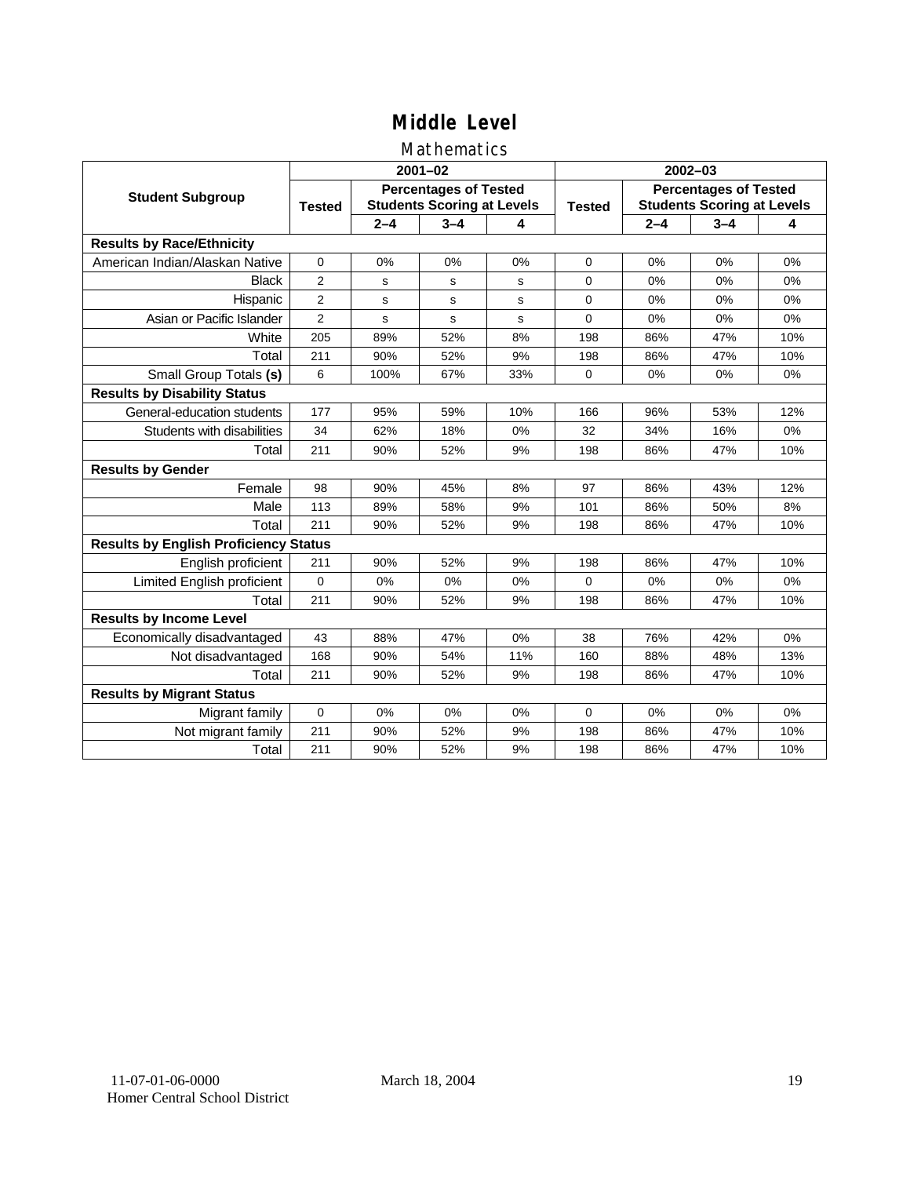# Middle Level

## Mathematics

| Student Subgroup | 2001–02 | | | | 2002–03 | | | |
|---|---|---|---|---|---|---|---|---|
| | Tested | Percentages of Tested Students Scoring at Levels | | | Tested | Percentages of Tested Students Scoring at Levels | | |
| | | 2–4 | 3–4 | 4 | | 2–4 | 3–4 | 4 |
| **Results by Race/Ethnicity** | | | | | | | | |
| American Indian/Alaskan Native | 0 | 0% | 0% | 0% | 0 | 0% | 0% | 0% |
| Black | 2 | s | s | s | 0 | 0% | 0% | 0% |
| Hispanic | 2 | s | s | s | 0 | 0% | 0% | 0% |
| Asian or Pacific Islander | 2 | s | s | s | 0 | 0% | 0% | 0% |
| White | 205 | 89% | 52% | 8% | 198 | 86% | 47% | 10% |
| Total | 211 | 90% | 52% | 9% | 198 | 86% | 47% | 10% |
| Small Group Totals **(s)** | 6 | 100% | 67% | 33% | 0 | 0% | 0% | 0% |
| **Results by Disability Status** | | | | | | | | |
| General-education students | 177 | 95% | 59% | 10% | 166 | 96% | 53% | 12% |
| Students with disabilities | 34 | 62% | 18% | 0% | 32 | 34% | 16% | 0% |
| Total | 211 | 90% | 52% | 9% | 198 | 86% | 47% | 10% |
| **Results by Gender** | | | | | | | | |
| Female | 98 | 90% | 45% | 8% | 97 | 86% | 43% | 12% |
| Male | 113 | 89% | 58% | 9% | 101 | 86% | 50% | 8% |
| Total | 211 | 90% | 52% | 9% | 198 | 86% | 47% | 10% |
| **Results by English Proficiency Status** | | | | | | | | |
| English proficient | 211 | 90% | 52% | 9% | 198 | 86% | 47% | 10% |
| Limited English proficient | 0 | 0% | 0% | 0% | 0 | 0% | 0% | 0% |
| Total | 211 | 90% | 52% | 9% | 198 | 86% | 47% | 10% |
| **Results by Income Level** | | | | | | | | |
| Economically disadvantaged | 43 | 88% | 47% | 0% | 38 | 76% | 42% | 0% |
| Not disadvantaged | 168 | 90% | 54% | 11% | 160 | 88% | 48% | 13% |
| Total | 211 | 90% | 52% | 9% | 198 | 86% | 47% | 10% |
| **Results by Migrant Status** | | | | | | | | |
| Migrant family | 0 | 0% | 0% | 0% | 0 | 0% | 0% | 0% |
| Not migrant family | 211 | 90% | 52% | 9% | 198 | 86% | 47% | 10% |
| Total | 211 | 90% | 52% | 9% | 198 | 86% | 47% | 10% |

11-07-01-06-0000 March 18, 2004
Homer Central School District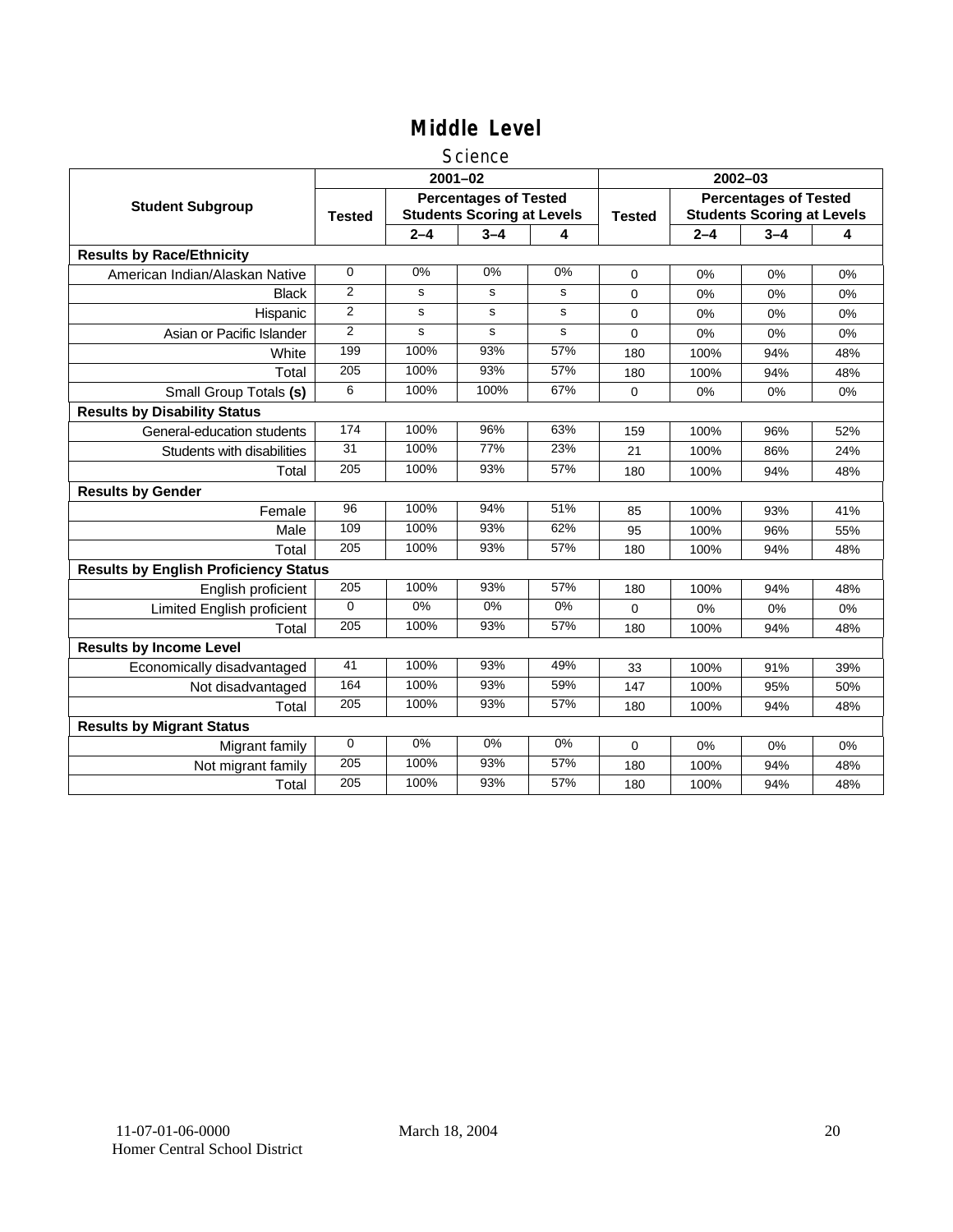# Middle Level

## Science

| Student Subgroup | 2001–02 | | | | 2002–03 | | | |
|---|---|---|---|---|---|---|---|---|
| | Tested | Percentages of Tested Students Scoring at Levels | | | Tested | Percentages of Tested Students Scoring at Levels | | |
| | | 2–4 | 3–4 | 4 | | 2–4 | 3–4 | 4 |
| **Results by Race/Ethnicity** | | | | | | | | |
| American Indian/Alaskan Native | 0 | 0% | 0% | 0% | 0 | 0% | 0% | 0% |
| Black | 2 | s | s | s | 0 | 0% | 0% | 0% |
| Hispanic | 2 | s | s | s | 0 | 0% | 0% | 0% |
| Asian or Pacific Islander | 2 | s | s | s | 0 | 0% | 0% | 0% |
| White | 199 | 100% | 93% | 57% | 180 | 100% | 94% | 48% |
| Total | 205 | 100% | 93% | 57% | 180 | 100% | 94% | 48% |
| Small Group Totals **(s)** | 6 | 100% | 100% | 67% | 0 | 0% | 0% | 0% |
| **Results by Disability Status** | | | | | | | | |
| General-education students | 174 | 100% | 96% | 63% | 159 | 100% | 96% | 52% |
| Students with disabilities | 31 | 100% | 77% | 23% | 21 | 100% | 86% | 24% |
| Total | 205 | 100% | 93% | 57% | 180 | 100% | 94% | 48% |
| **Results by Gender** | | | | | | | | |
| Female | 96 | 100% | 94% | 51% | 85 | 100% | 93% | 41% |
| Male | 109 | 100% | 93% | 62% | 95 | 100% | 96% | 55% |
| Total | 205 | 100% | 93% | 57% | 180 | 100% | 94% | 48% |
| **Results by English Proficiency Status** | | | | | | | | |
| English proficient | 205 | 100% | 93% | 57% | 180 | 100% | 94% | 48% |
| Limited English proficient | 0 | 0% | 0% | 0% | 0 | 0% | 0% | 0% |
| Total | 205 | 100% | 93% | 57% | 180 | 100% | 94% | 48% |
| **Results by Income Level** | | | | | | | | |
| Economically disadvantaged | 41 | 100% | 93% | 49% | 33 | 100% | 91% | 39% |
| Not disadvantaged | 164 | 100% | 93% | 59% | 147 | 100% | 95% | 50% |
| Total | 205 | 100% | 93% | 57% | 180 | 100% | 94% | 48% |
| **Results by Migrant Status** | | | | | | | | |
| Migrant family | 0 | 0% | 0% | 0% | 0 | 0% | 0% | 0% |
| Not migrant family | 205 | 100% | 93% | 57% | 180 | 100% | 94% | 48% |
| Total | 205 | 100% | 93% | 57% | 180 | 100% | 94% | 48% |

11-07-01-06-0000 March 18, 2004
Homer Central School District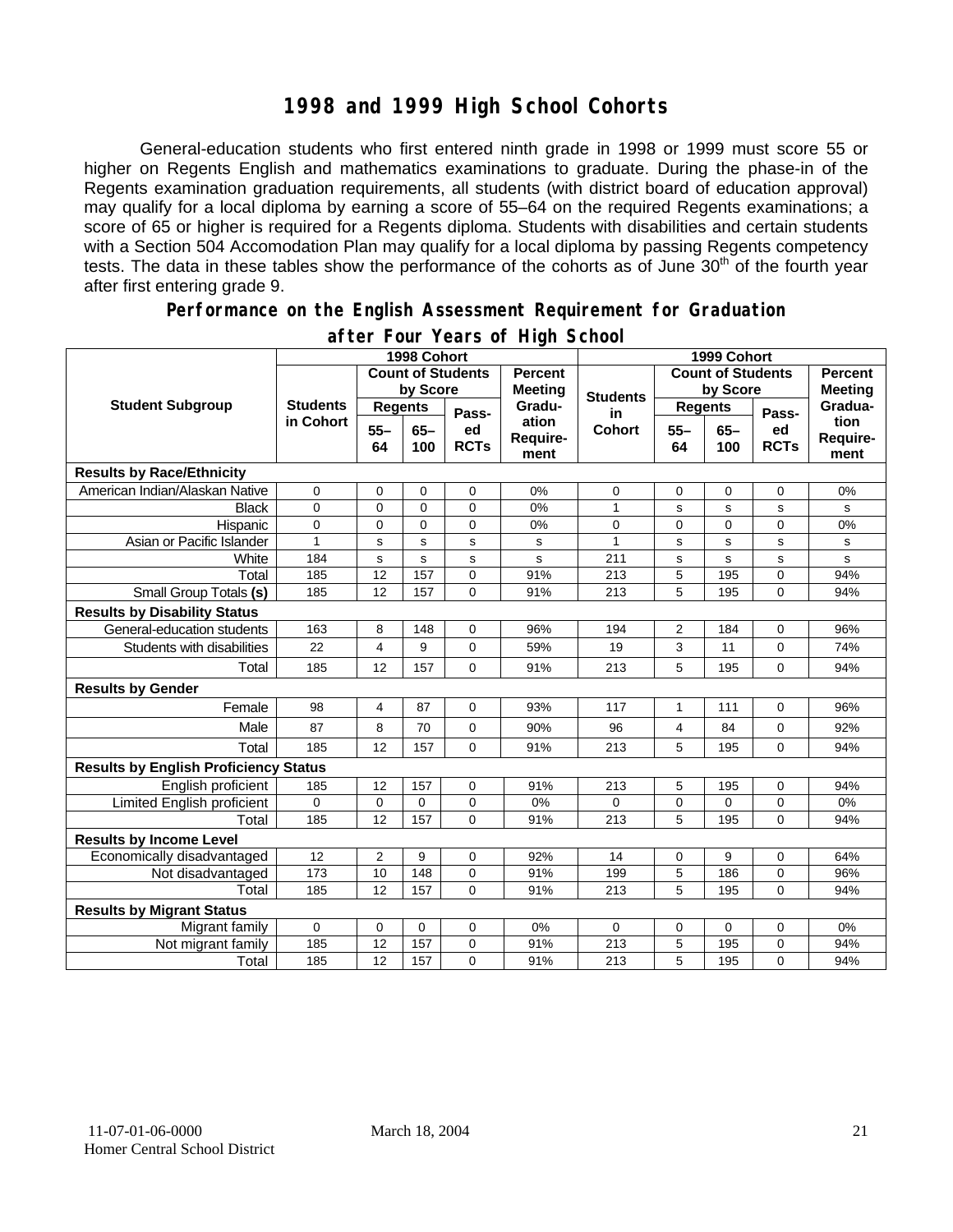# 1998 and 1999 High School Cohorts

General-education students who first entered ninth grade in 1998 or 1999 must score 55 or higher on Regents English and mathematics examinations to graduate. During the phase-in of the Regents examination graduation requirements, all students (with district board of education approval) may qualify for a local diploma by earning a score of 55–64 on the required Regents examinations; a score of 65 or higher is required for a Regents diploma. Students with disabilities and certain students with a Section 504 Accomodation Plan may qualify for a local diploma by passing Regents competency tests. The data in these tables show the performance of the cohorts as of June 30th of the fourth year after first entering grade 9.

## Performance on the English Assessment Requirement for Graduation after Four Years of High School

| Student Subgroup | 1998 Cohort | | | | | 1999 Cohort | | | | |
|---|---|---|---|---|---|---|---|---|---|---|
| | Students in Cohort | Count of Students by Score | | | Percent Meeting Graduation Requirement | Students in Cohort | Count of Students by Score | | | Percent Meeting Graduation Requirement |
| | | Regents 55–64 | Regents 65–100 | Passed RCTs | | | Regents 55–64 | Regents 65–100 | Passed RCTs | |
| **Results by Race/Ethnicity** | | | | | | | | | | |
| American Indian/Alaskan Native | 0 | 0 | 0 | 0 | 0% | 0 | 0 | 0 | 0 | 0% |
| Black | 0 | 0 | 0 | 0 | 0% | 1 | s | s | s | s |
| Hispanic | 0 | 0 | 0 | 0 | 0% | 0 | 0 | 0 | 0 | 0% |
| Asian or Pacific Islander | 1 | s | s | s | s | 1 | s | s | s | s |
| White | 184 | s | s | s | s | 211 | s | s | s | s |
| Total | 185 | 12 | 157 | 0 | 91% | 213 | 5 | 195 | 0 | 94% |
| Small Group Totals **(s)** | 185 | 12 | 157 | 0 | 91% | 213 | 5 | 195 | 0 | 94% |
| **Results by Disability Status** | | | | | | | | | | |
| General-education students | 163 | 8 | 148 | 0 | 96% | 194 | 2 | 184 | 0 | 96% |
| Students with disabilities | 22 | 4 | 9 | 0 | 59% | 19 | 3 | 11 | 0 | 74% |
| Total | 185 | 12 | 157 | 0 | 91% | 213 | 5 | 195 | 0 | 94% |
| **Results by Gender** | | | | | | | | | | |
| Female | 98 | 4 | 87 | 0 | 93% | 117 | 1 | 111 | 0 | 96% |
| Male | 87 | 8 | 70 | 0 | 90% | 96 | 4 | 84 | 0 | 92% |
| Total | 185 | 12 | 157 | 0 | 91% | 213 | 5 | 195 | 0 | 94% |
| **Results by English Proficiency Status** | | | | | | | | | | |
| English proficient | 185 | 12 | 157 | 0 | 91% | 213 | 5 | 195 | 0 | 94% |
| Limited English proficient | 0 | 0 | 0 | 0 | 0% | 0 | 0 | 0 | 0 | 0% |
| Total | 185 | 12 | 157 | 0 | 91% | 213 | 5 | 195 | 0 | 94% |
| **Results by Income Level** | | | | | | | | | | |
| Economically disadvantaged | 12 | 2 | 9 | 0 | 92% | 14 | 0 | 9 | 0 | 64% |
| Not disadvantaged | 173 | 10 | 148 | 0 | 91% | 199 | 5 | 186 | 0 | 96% |
| Total | 185 | 12 | 157 | 0 | 91% | 213 | 5 | 195 | 0 | 94% |
| **Results by Migrant Status** | | | | | | | | | | |
| Migrant family | 0 | 0 | 0 | 0 | 0% | 0 | 0 | 0 | 0 | 0% |
| Not migrant family | 185 | 12 | 157 | 0 | 91% | 213 | 5 | 195 | 0 | 94% |
| Total | 185 | 12 | 157 | 0 | 91% | 213 | 5 | 195 | 0 | 94% |

11-07-01-06-0000 March 18, 2004
Homer Central School District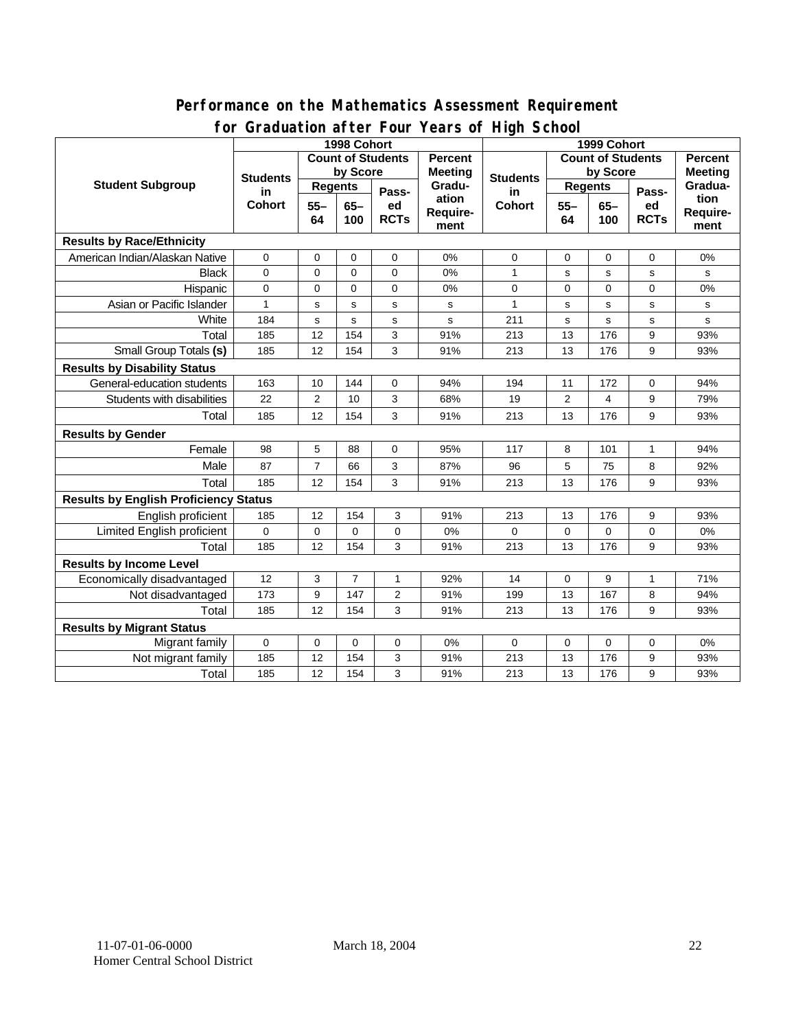## Performance on the Mathematics Assessment Requirement for Graduation after Four Years of High School

| Student Subgroup | 1998 Cohort | | | | | 1999 Cohort | | | | |
|---|---|---|---|---|---|---|---|---|---|---|
| | Students in Cohort | Count of Students by Score | | | Percent Meeting Graduation Requirement | Students in Cohort | Count of Students by Score | | | Percent Meeting Graduation Requirement |
| | | Regents | | Passed RCTs | | | Regents | | Passed RCTs | |
| | | 55–64 | 65–100 | | | | 55–64 | 65–100 | | |
| **Results by Race/Ethnicity** | | | | | | | | | | |
| American Indian/Alaskan Native | 0 | 0 | 0 | 0 | 0% | 0 | 0 | 0 | 0 | 0% |
| Black | 0 | 0 | 0 | 0 | 0% | 1 | s | s | s | s |
| Hispanic | 0 | 0 | 0 | 0 | 0% | 0 | 0 | 0 | 0 | 0% |
| Asian or Pacific Islander | 1 | s | s | s | s | 1 | s | s | s | s |
| White | 184 | s | s | s | s | 211 | s | s | s | s |
| Total | 185 | 12 | 154 | 3 | 91% | 213 | 13 | 176 | 9 | 93% |
| Small Group Totals **(s)** | 185 | 12 | 154 | 3 | 91% | 213 | 13 | 176 | 9 | 93% |
| **Results by Disability Status** | | | | | | | | | | |
| General-education students | 163 | 10 | 144 | 0 | 94% | 194 | 11 | 172 | 0 | 94% |
| Students with disabilities | 22 | 2 | 10 | 3 | 68% | 19 | 2 | 4 | 9 | 79% |
| Total | 185 | 12 | 154 | 3 | 91% | 213 | 13 | 176 | 9 | 93% |
| **Results by Gender** | | | | | | | | | | |
| Female | 98 | 5 | 88 | 0 | 95% | 117 | 8 | 101 | 1 | 94% |
| Male | 87 | 7 | 66 | 3 | 87% | 96 | 5 | 75 | 8 | 92% |
| Total | 185 | 12 | 154 | 3 | 91% | 213 | 13 | 176 | 9 | 93% |
| **Results by English Proficiency Status** | | | | | | | | | | |
| English proficient | 185 | 12 | 154 | 3 | 91% | 213 | 13 | 176 | 9 | 93% |
| Limited English proficient | 0 | 0 | 0 | 0 | 0% | 0 | 0 | 0 | 0 | 0% |
| Total | 185 | 12 | 154 | 3 | 91% | 213 | 13 | 176 | 9 | 93% |
| **Results by Income Level** | | | | | | | | | | |
| Economically disadvantaged | 12 | 3 | 7 | 1 | 92% | 14 | 0 | 9 | 1 | 71% |
| Not disadvantaged | 173 | 9 | 147 | 2 | 91% | 199 | 13 | 167 | 8 | 94% |
| Total | 185 | 12 | 154 | 3 | 91% | 213 | 13 | 176 | 9 | 93% |
| **Results by Migrant Status** | | | | | | | | | | |
| Migrant family | 0 | 0 | 0 | 0 | 0% | 0 | 0 | 0 | 0 | 0% |
| Not migrant family | 185 | 12 | 154 | 3 | 91% | 213 | 13 | 176 | 9 | 93% |
| Total | 185 | 12 | 154 | 3 | 91% | 213 | 13 | 176 | 9 | 93% |

11-07-01-06-0000 March 18, 2004
Homer Central School District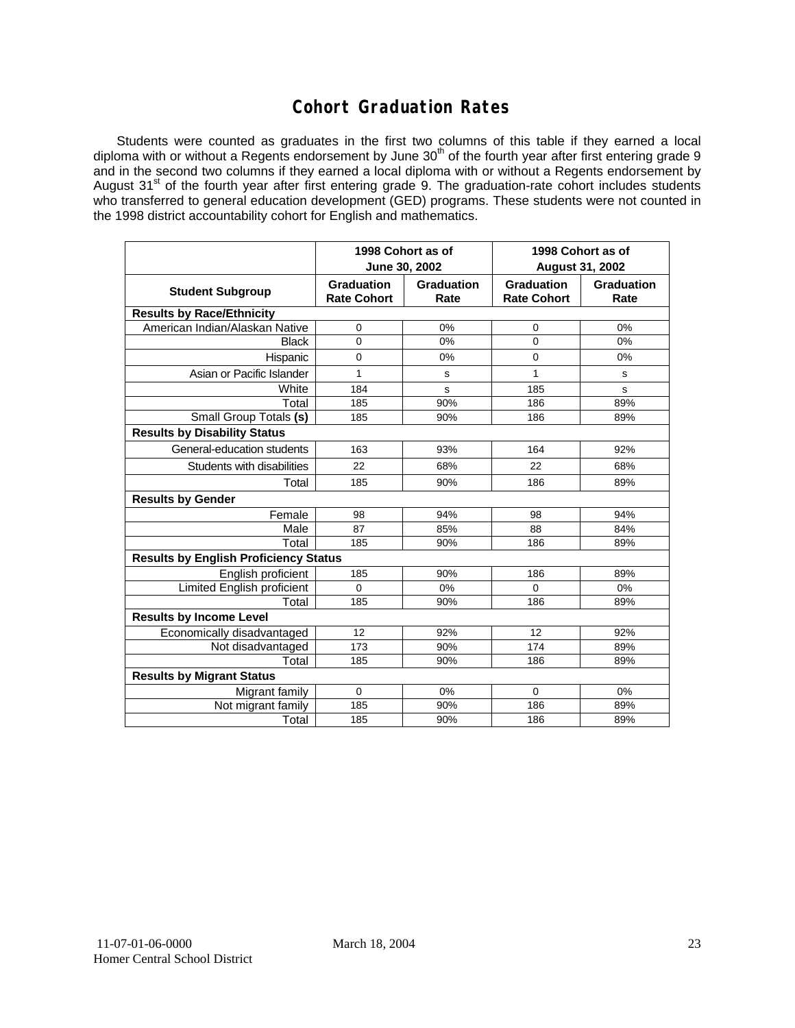# Cohort Graduation Rates

Students were counted as graduates in the first two columns of this table if they earned a local diploma with or without a Regents endorsement by June 30th of the fourth year after first entering grade 9 and in the second two columns if they earned a local diploma with or without a Regents endorsement by August 31st of the fourth year after first entering grade 9. The graduation-rate cohort includes students who transferred to general education development (GED) programs. These students were not counted in the 1998 district accountability cohort for English and mathematics.

| | 1998 Cohort as of June 30, 2002 | | 1998 Cohort as of August 31, 2002 | |
|---|---|---|---|---|
| **Student Subgroup** | **Graduation Rate Cohort** | **Graduation Rate** | **Graduation Rate Cohort** | **Graduation Rate** |
| **Results by Race/Ethnicity** | | | | |
| American Indian/Alaskan Native | 0 | 0% | 0 | 0% |
| Black | 0 | 0% | 0 | 0% |
| Hispanic | 0 | 0% | 0 | 0% |
| Asian or Pacific Islander | 1 | s | 1 | s |
| White | 184 | s | 185 | s |
| Total | 185 | 90% | 186 | 89% |
| Small Group Totals **(s)** | 185 | 90% | 186 | 89% |
| **Results by Disability Status** | | | | |
| General-education students | 163 | 93% | 164 | 92% |
| Students with disabilities | 22 | 68% | 22 | 68% |
| Total | 185 | 90% | 186 | 89% |
| **Results by Gender** | | | | |
| Female | 98 | 94% | 98 | 94% |
| Male | 87 | 85% | 88 | 84% |
| Total | 185 | 90% | 186 | 89% |
| **Results by English Proficiency Status** | | | | |
| English proficient | 185 | 90% | 186 | 89% |
| Limited English proficient | 0 | 0% | 0 | 0% |
| Total | 185 | 90% | 186 | 89% |
| **Results by Income Level** | | | | |
| Economically disadvantaged | 12 | 92% | 12 | 92% |
| Not disadvantaged | 173 | 90% | 174 | 89% |
| Total | 185 | 90% | 186 | 89% |
| **Results by Migrant Status** | | | | |
| Migrant family | 0 | 0% | 0 | 0% |
| Not migrant family | 185 | 90% | 186 | 89% |
| Total | 185 | 90% | 186 | 89% |

11-07-01-06-0000 March 18, 2004
Homer Central School District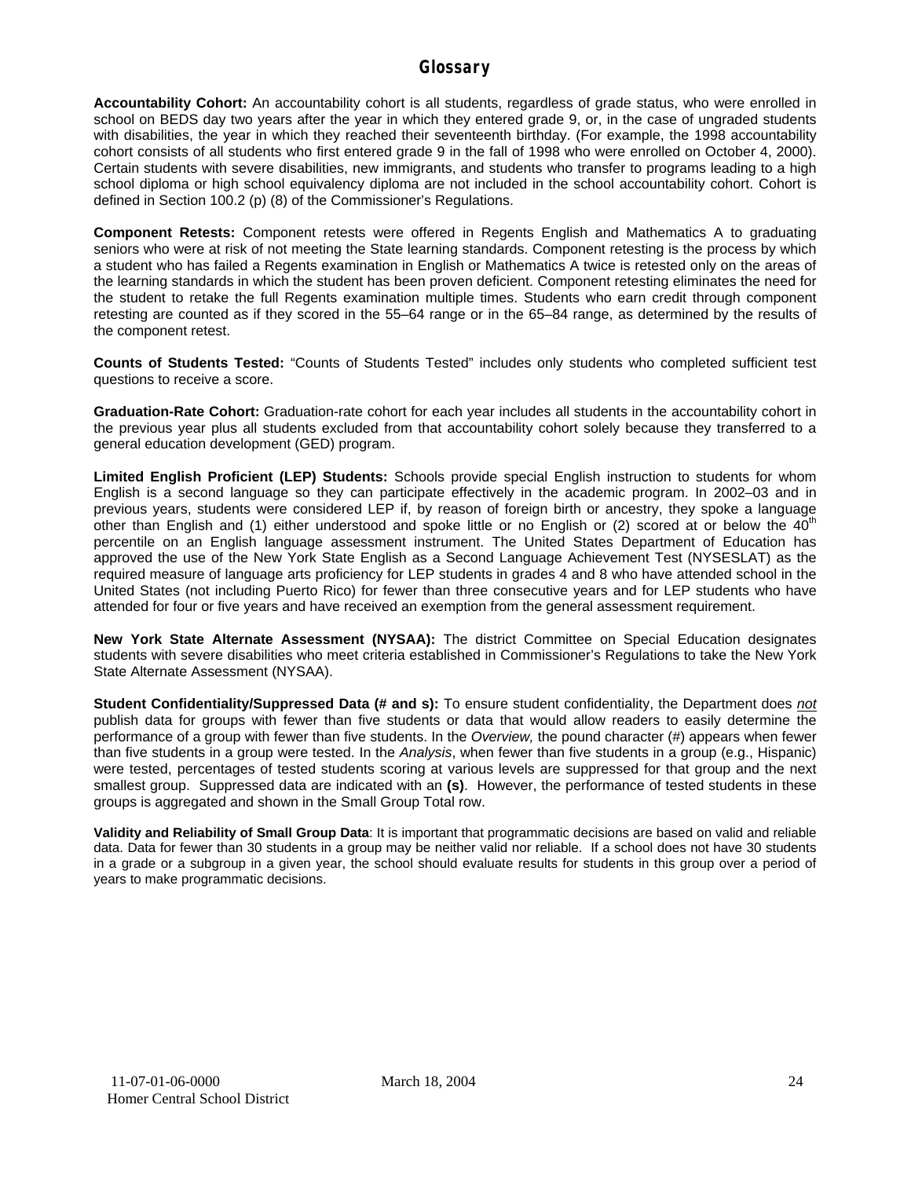# Glossary

**Accountability Cohort:** An accountability cohort is all students, regardless of grade status, who were enrolled in school on BEDS day two years after the year in which they entered grade 9, or, in the case of ungraded students with disabilities, the year in which they reached their seventeenth birthday. (For example, the 1998 accountability cohort consists of all students who first entered grade 9 in the fall of 1998 who were enrolled on October 4, 2000). Certain students with severe disabilities, new immigrants, and students who transfer to programs leading to a high school diploma or high school equivalency diploma are not included in the school accountability cohort. Cohort is defined in Section 100.2 (p) (8) of the Commissioner's Regulations.

**Component Retests:** Component retests were offered in Regents English and Mathematics A to graduating seniors who were at risk of not meeting the State learning standards. Component retesting is the process by which a student who has failed a Regents examination in English or Mathematics A twice is retested only on the areas of the learning standards in which the student has been proven deficient. Component retesting eliminates the need for the student to retake the full Regents examination multiple times. Students who earn credit through component retesting are counted as if they scored in the 55–64 range or in the 65–84 range, as determined by the results of the component retest.

**Counts of Students Tested:** "Counts of Students Tested" includes only students who completed sufficient test questions to receive a score.

**Graduation-Rate Cohort:** Graduation-rate cohort for each year includes all students in the accountability cohort in the previous year plus all students excluded from that accountability cohort solely because they transferred to a general education development (GED) program.

**Limited English Proficient (LEP) Students:** Schools provide special English instruction to students for whom English is a second language so they can participate effectively in the academic program. In 2002–03 and in previous years, students were considered LEP if, by reason of foreign birth or ancestry, they spoke a language other than English and (1) either understood and spoke little or no English or (2) scored at or below the 40th percentile on an English language assessment instrument. The United States Department of Education has approved the use of the New York State English as a Second Language Achievement Test (NYSESLAT) as the required measure of language arts proficiency for LEP students in grades 4 and 8 who have attended school in the United States (not including Puerto Rico) for fewer than three consecutive years and for LEP students who have attended for four or five years and have received an exemption from the general assessment requirement.

**New York State Alternate Assessment (NYSAA):** The district Committee on Special Education designates students with severe disabilities who meet criteria established in Commissioner's Regulations to take the New York State Alternate Assessment (NYSAA).

**Student Confidentiality/Suppressed Data (# and s):** To ensure student confidentiality, the Department does *not* publish data for groups with fewer than five students or data that would allow readers to easily determine the performance of a group with fewer than five students. In the *Overview,* the pound character (#) appears when fewer than five students in a group were tested. In the *Analysis*, when fewer than five students in a group (e.g., Hispanic) were tested, percentages of tested students scoring at various levels are suppressed for that group and the next smallest group. Suppressed data are indicated with an **(s)**. However, the performance of tested students in these groups is aggregated and shown in the Small Group Total row.

**Validity and Reliability of Small Group Data**: It is important that programmatic decisions are based on valid and reliable data. Data for fewer than 30 students in a group may be neither valid nor reliable. If a school does not have 30 students in a grade or a subgroup in a given year, the school should evaluate results for students in this group over a period of years to make programmatic decisions.